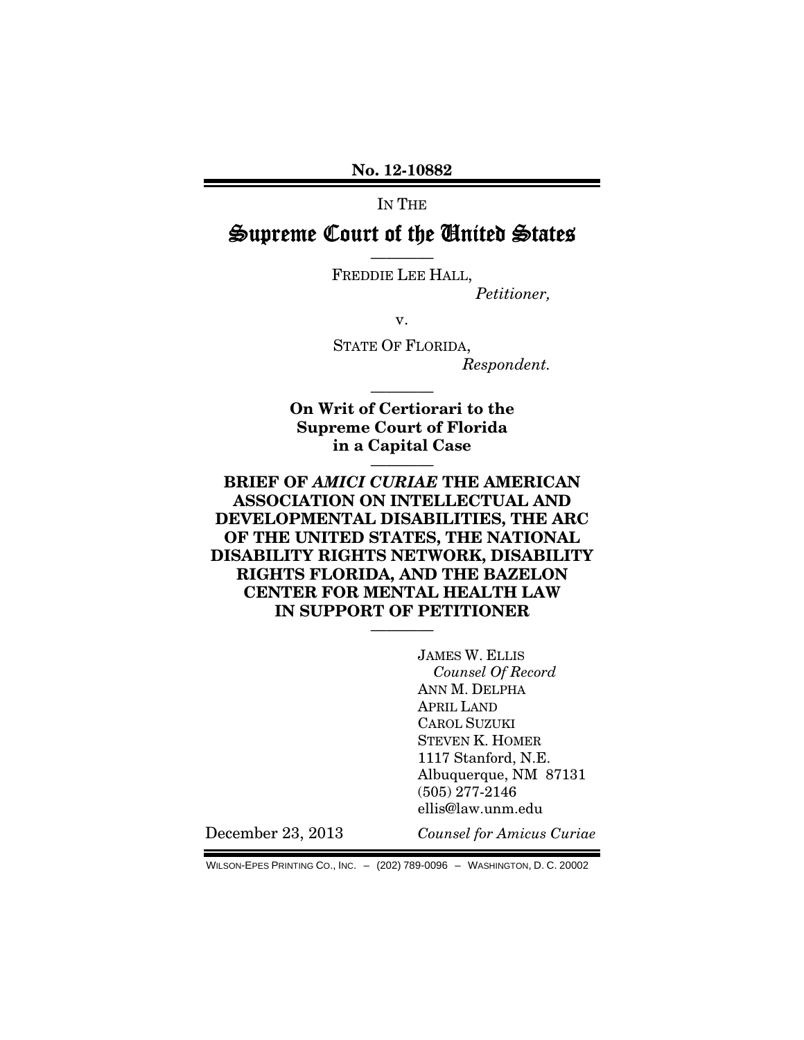**No. 12-10882**

IN THE

# Supreme Court of the United States

————

FREDDIE LEE HALL,

*Petitioner,*

v.

STATE OF FLORIDA,

*Respondent.*

————

**On Writ of Certiorari to the Supreme Court of Florida in a Capital Case**

————

**BRIEF OF *AMICI CURIAE* THE AMERICAN ASSOCIATION ON INTELLECTUAL AND DEVELOPMENTAL DISABILITIES, THE ARC OF THE UNITED STATES, THE NATIONAL DISABILITY RIGHTS NETWORK, DISABILITY RIGHTS FLORIDA, AND THE BAZELON CENTER FOR MENTAL HEALTH LAW IN SUPPORT OF PETITIONER**

————

JAMES W. ELLIS
*Counsel Of Record*
ANN M. DELPHA
APRIL LAND
CAROL SUZUKI
STEVEN K. HOMER
1117 Stanford, N.E.
Albuquerque, NM 87131
(505) 277-2146
ellis@law.unm.edu

December 23, 2013

*Counsel for Amicus Curiae*

WILSON-EPES PRINTING CO., INC. – (202) 789-0096 – WASHINGTON, D. C. 20002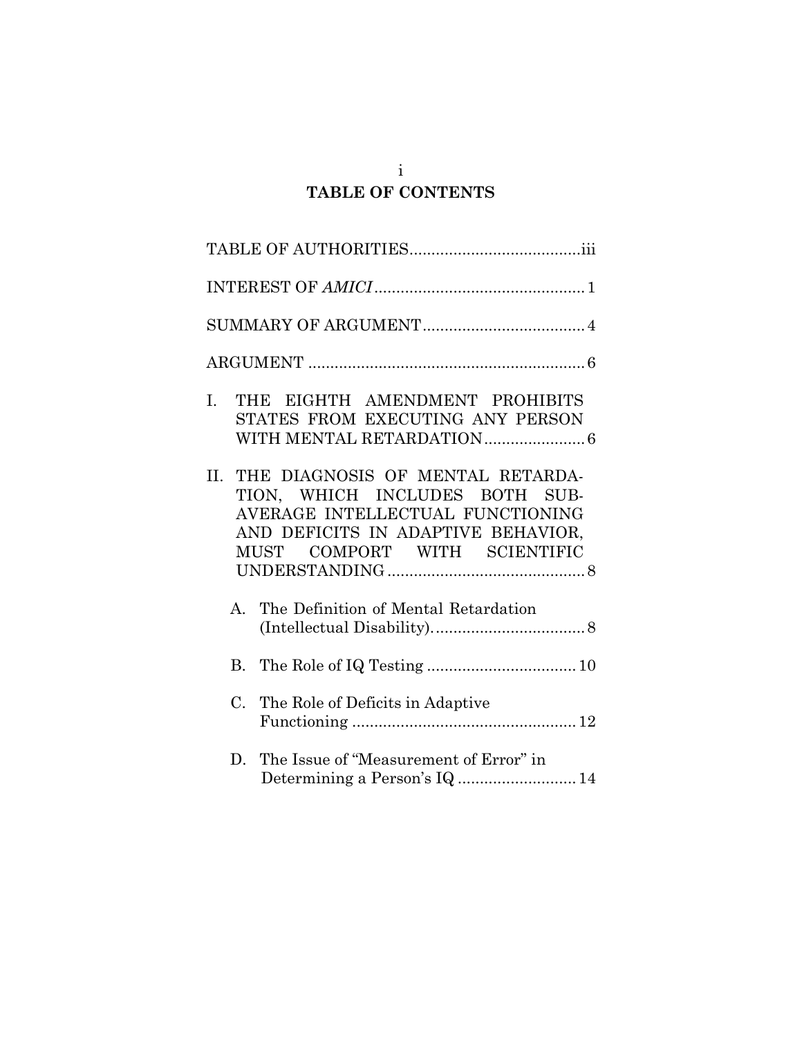# TABLE OF CONTENTS

TABLE OF AUTHORITIES....................................iii

INTEREST OF *AMICI* ............................................. 1

SUMMARY OF ARGUMENT.................................. 4

ARGUMENT ............................................................ 6

I. THE EIGHTH AMENDMENT PROHIBITS STATES FROM EXECUTING ANY PERSON WITH MENTAL RETARDATION....................... 6

II. THE DIAGNOSIS OF MENTAL RETARDATION, WHICH INCLUDES BOTH SUB-AVERAGE INTELLECTUAL FUNCTIONING AND DEFICITS IN ADAPTIVE BEHAVIOR, MUST COMPORT WITH SCIENTIFIC UNDERSTANDING ............................................. 8

   A. The Definition of Mental Retardation (Intellectual Disability)................................... 8

   B. The Role of IQ Testing .................................. 10

   C. The Role of Deficits in Adaptive Functioning .................................................... 12

   D. The Issue of "Measurement of Error" in Determining a Person's IQ ........................... 14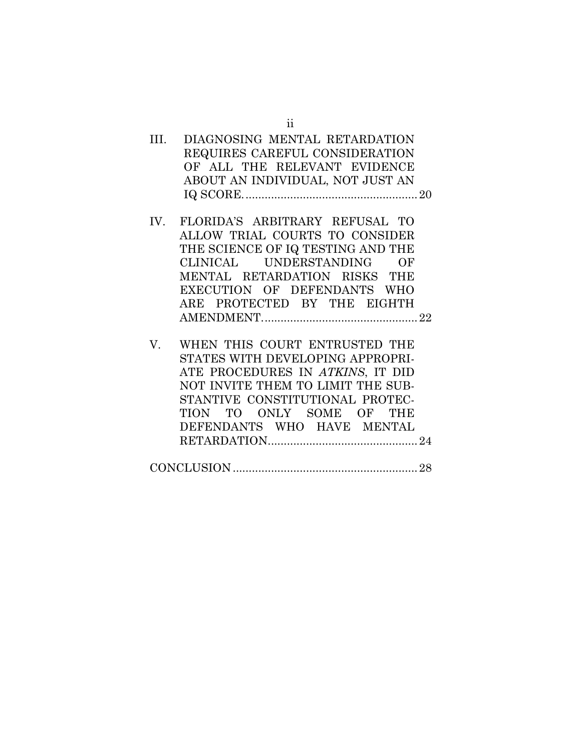III. DIAGNOSING MENTAL RETARDATION REQUIRES CAREFUL CONSIDERATION OF ALL THE RELEVANT EVIDENCE ABOUT AN INDIVIDUAL, NOT JUST AN IQ SCORE. .................................................... 20

IV. FLORIDA'S ARBITRARY REFUSAL TO ALLOW TRIAL COURTS TO CONSIDER THE SCIENCE OF IQ TESTING AND THE CLINICAL UNDERSTANDING OF MENTAL RETARDATION RISKS THE EXECUTION OF DEFENDANTS WHO ARE PROTECTED BY THE EIGHTH AMENDMENT. ............................................... 22

V. WHEN THIS COURT ENTRUSTED THE STATES WITH DEVELOPING APPROPRIATE PROCEDURES IN *ATKINS*, IT DID NOT INVITE THEM TO LIMIT THE SUBSTANTIVE CONSTITUTIONAL PROTECTION TO ONLY SOME OF THE DEFENDANTS WHO HAVE MENTAL RETARDATION. ............................................ 24

CONCLUSION ........................................................ 28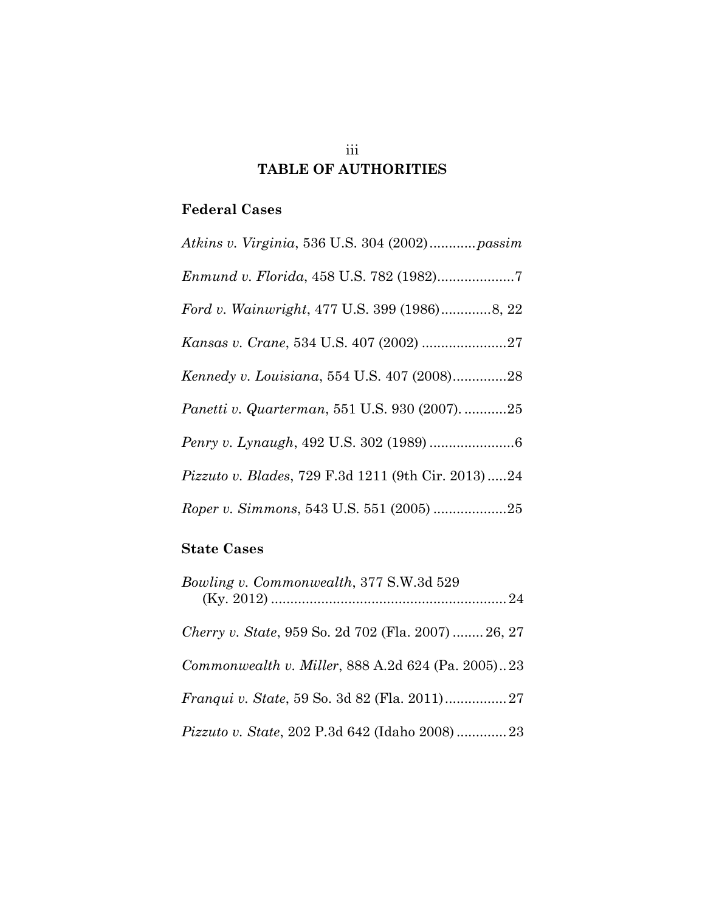# TABLE OF AUTHORITIES

## Federal Cases

*Atkins v. Virginia*, 536 U.S. 304 (2002)............*passim*

*Enmund v. Florida*, 458 U.S. 782 (1982)....................7

*Ford v. Wainwright*, 477 U.S. 399 (1986).............8, 22

*Kansas v. Crane*, 534 U.S. 407 (2002) ......................27

*Kennedy v. Louisiana*, 554 U.S. 407 (2008)..............28

*Panetti v. Quarterman*, 551 U.S. 930 (2007). ...........25

*Penry v. Lynaugh*, 492 U.S. 302 (1989) ......................6

*Pizzuto v. Blades*, 729 F.3d 1211 (9th Cir. 2013).....24

*Roper v. Simmons*, 543 U.S. 551 (2005) ...................25

## State Cases

*Bowling v. Commonwealth*, 377 S.W.3d 529 (Ky. 2012) ............................................................ 24

*Cherry v. State*, 959 So. 2d 702 (Fla. 2007) ........ 26, 27

*Commonwealth v. Miller*, 888 A.2d 624 (Pa. 2005).. 23

*Franqui v. State*, 59 So. 3d 82 (Fla. 2011)................ 27

*Pizzuto v. State*, 202 P.3d 642 (Idaho 2008) ............. 23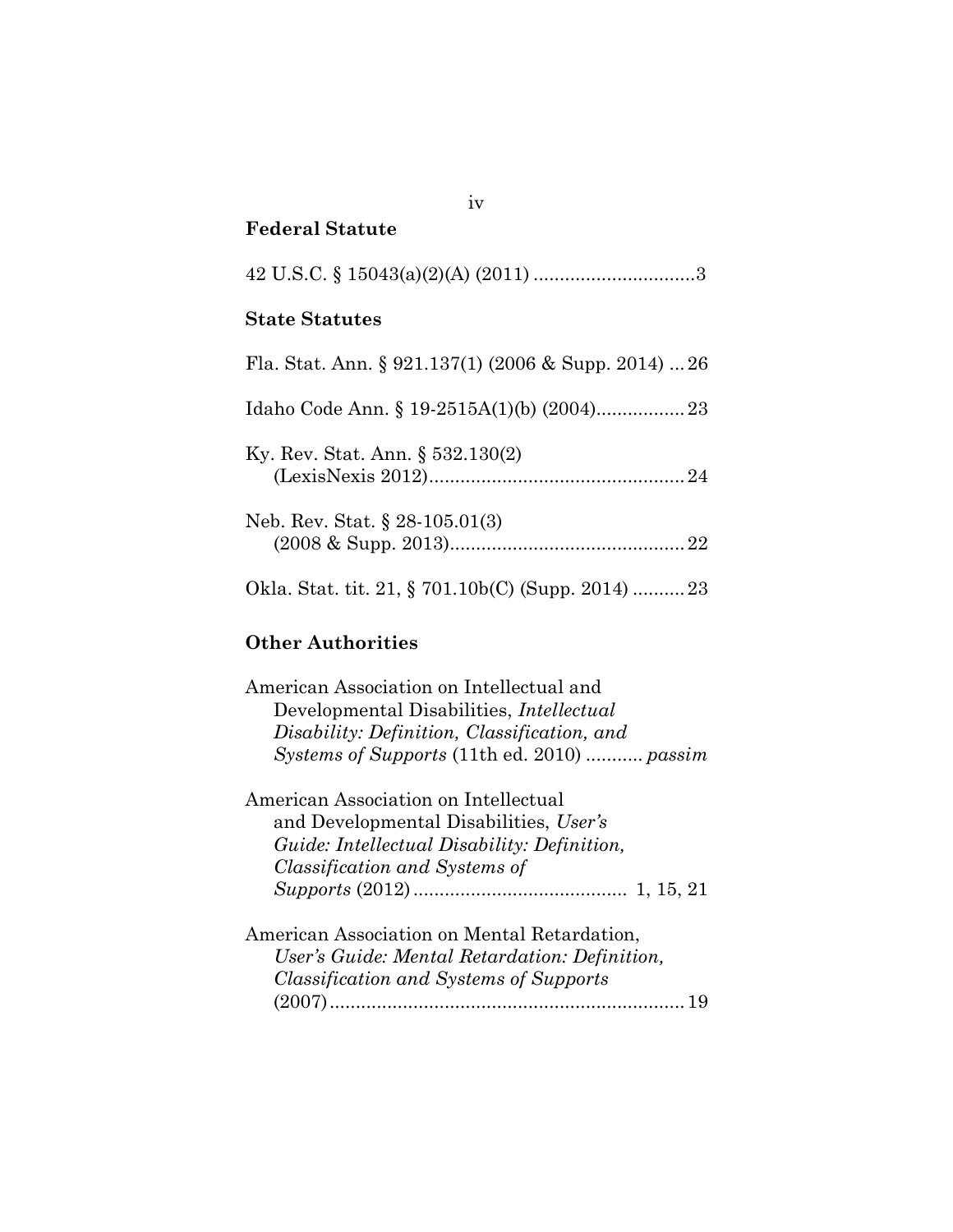**Federal Statute**

42 U.S.C. § 15043(a)(2)(A) (2011) ...............................3

**State Statutes**

Fla. Stat. Ann. § 921.137(1) (2006 & Supp. 2014) ... 26

Idaho Code Ann. § 19-2515A(1)(b) (2004)................. 23

Ky. Rev. Stat. Ann. § 532.130(2) (LexisNexis 2012)................................................ 24

Neb. Rev. Stat. § 28-105.01(3) (2008 & Supp. 2013)............................................ 22

Okla. Stat. tit. 21, § 701.10b(C) (Supp. 2014) .......... 23

**Other Authorities**

American Association on Intellectual and Developmental Disabilities, *Intellectual Disability: Definition, Classification, and Systems of Supports* (11th ed. 2010) ........... *passim*

American Association on Intellectual and Developmental Disabilities, *User's Guide: Intellectual Disability: Definition, Classification and Systems of Supports* (2012) ........................................ 1, 15, 21

American Association on Mental Retardation, *User's Guide: Mental Retardation: Definition, Classification and Systems of Supports* (2007).................................................................... 19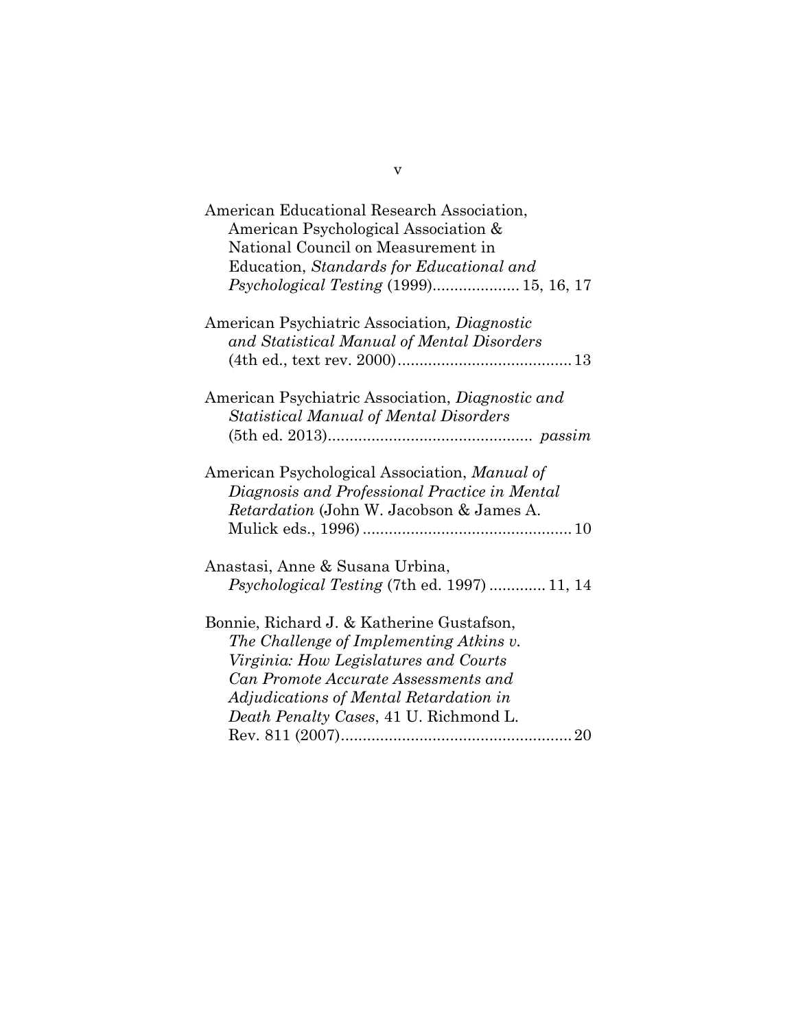American Educational Research Association, American Psychological Association & National Council on Measurement in Education, *Standards for Educational and Psychological Testing* (1999).................... 15, 16, 17

American Psychiatric Association, *Diagnostic and Statistical Manual of Mental Disorders* (4th ed., text rev. 2000)........................................ 13

American Psychiatric Association, *Diagnostic and Statistical Manual of Mental Disorders* (5th ed. 2013)............................................... *passim*

American Psychological Association, *Manual of Diagnosis and Professional Practice in Mental Retardation* (John W. Jacobson & James A. Mulick eds., 1996) ................................................ 10

Anastasi, Anne & Susana Urbina, *Psychological Testing* (7th ed. 1997) ............. 11, 14

Bonnie, Richard J. & Katherine Gustafson, *The Challenge of Implementing Atkins v. Virginia: How Legislatures and Courts Can Promote Accurate Assessments and Adjudications of Mental Retardation in Death Penalty Cases*, 41 U. Richmond L. Rev. 811 (2007)...................................................... 20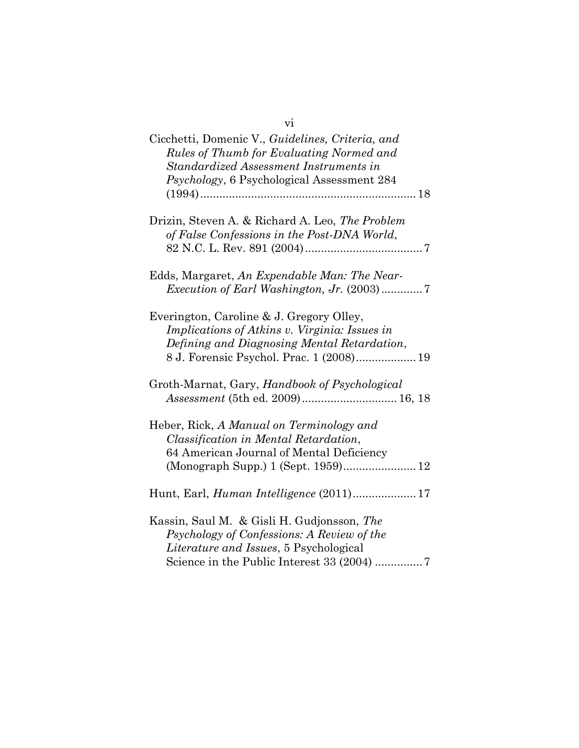Cicchetti, Domenic V., *Guidelines, Criteria, and Rules of Thumb for Evaluating Normed and Standardized Assessment Instruments in Psychology*, 6 Psychological Assessment 284 (1994) .................................................................... 18

Drizin, Steven A. & Richard A. Leo, *The Problem of False Confessions in the Post-DNA World*, 82 N.C. L. Rev. 891 (2004) ..................................... 7

Edds, Margaret, *An Expendable Man: The Near-Execution of Earl Washington, Jr.* (2003) ............ 7

Everington, Caroline & J. Gregory Olley, *Implications of Atkins v. Virginia: Issues in Defining and Diagnosing Mental Retardation*, 8 J. Forensic Psychol. Prac. 1 (2008) ................... 19

Groth-Marnat, Gary, *Handbook of Psychological Assessment* (5th ed. 2009) ............................. 16, 18

Heber, Rick, *A Manual on Terminology and Classification in Mental Retardation*, 64 American Journal of Mental Deficiency (Monograph Supp.) 1 (Sept. 1959) ....................... 12

Hunt, Earl, *Human Intelligence* (2011) .................... 17

Kassin, Saul M. & Gisli H. Gudjonsson, *The Psychology of Confessions: A Review of the Literature and Issues*, 5 Psychological Science in the Public Interest 33 (2004) ............... 7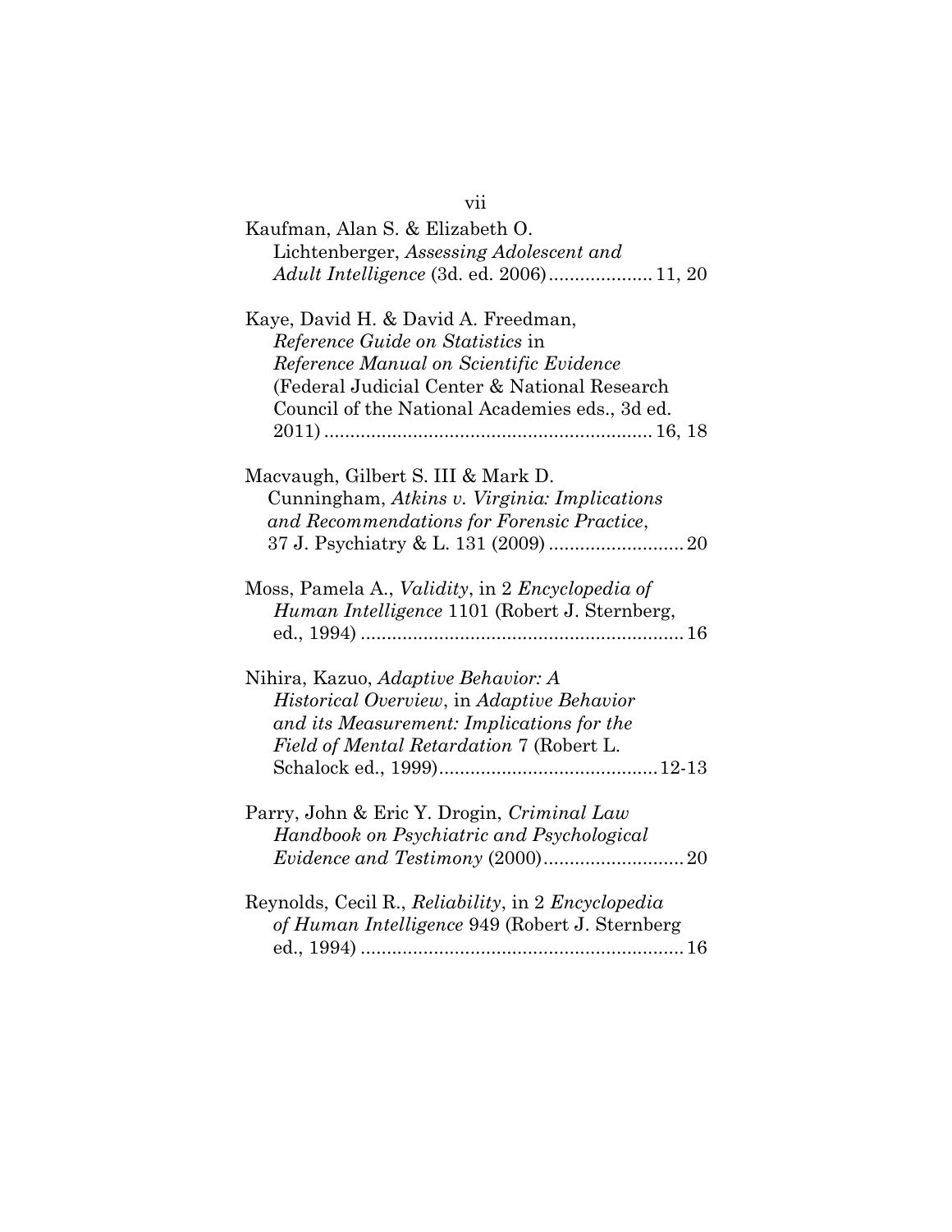Kaufman, Alan S. & Elizabeth O. Lichtenberger, *Assessing Adolescent and Adult Intelligence* (3d. ed. 2006) .................... 11, 20

Kaye, David H. & David A. Freedman, *Reference Guide on Statistics* in *Reference Manual on Scientific Evidence* (Federal Judicial Center & National Research Council of the National Academies eds., 3d ed. 2011) ............................................................... 16, 18

Macvaugh, Gilbert S. III & Mark D. Cunningham, *Atkins v. Virginia: Implications and Recommendations for Forensic Practice*, 37 J. Psychiatry & L. 131 (2009) .......................... 20

Moss, Pamela A., *Validity*, in 2 *Encyclopedia of Human Intelligence* 1101 (Robert J. Sternberg, ed., 1994) ............................................................. 16

Nihira, Kazuo, *Adaptive Behavior: A Historical Overview*, in *Adaptive Behavior and its Measurement: Implications for the Field of Mental Retardation* 7 (Robert L. Schalock ed., 1999).......................................... 12-13

Parry, John & Eric Y. Drogin, *Criminal Law Handbook on Psychiatric and Psychological Evidence and Testimony* (2000)........................... 20

Reynolds, Cecil R., *Reliability*, in 2 *Encyclopedia of Human Intelligence* 949 (Robert J. Sternberg ed., 1994) ............................................................. 16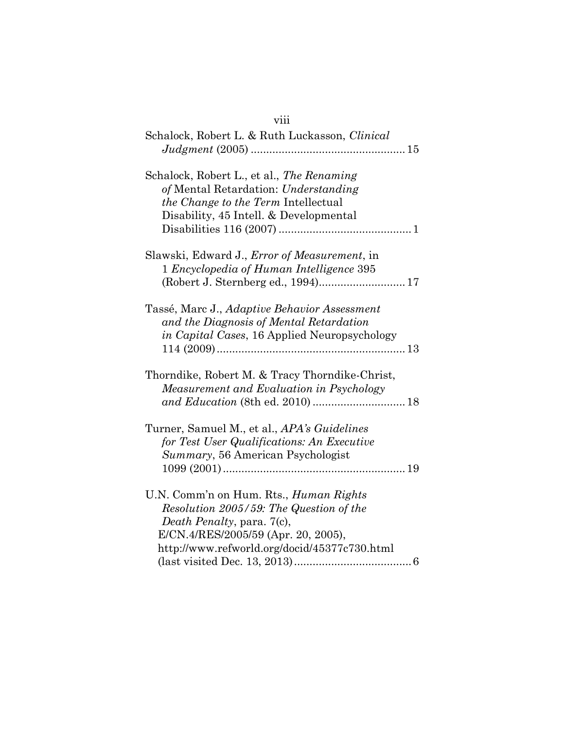Schalock, Robert L. & Ruth Luckasson, *Clinical Judgment* (2005) .................................................. 15

Schalock, Robert L., et al., *The Renaming of* Mental Retardation: *Understanding the Change to the Term* Intellectual Disability, 45 Intell. & Developmental Disabilities 116 (2007) .......................................... 1

Slawski, Edward J., *Error of Measurement*, in 1 *Encyclopedia of Human Intelligence* 395 (Robert J. Sternberg ed., 1994)........................... 17

Tassé, Marc J., *Adaptive Behavior Assessment and the Diagnosis of Mental Retardation in Capital Cases*, 16 Applied Neuropsychology 114 (2009)............................................................. 13

Thorndike, Robert M. & Tracy Thorndike-Christ, *Measurement and Evaluation in Psychology and Education* (8th ed. 2010) ............................. 18

Turner, Samuel M., et al., *APA's Guidelines for Test User Qualifications: An Executive Summary*, 56 American Psychologist 1099 (2001).......................................................... 19

U.N. Comm'n on Hum. Rts., *Human Rights Resolution 2005/59: The Question of the Death Penalty*, para. 7(c), E/CN.4/RES/2005/59 (Apr. 20, 2005), http://www.refworld.org/docid/45377c730.html (last visited Dec. 13, 2013)..................................... 6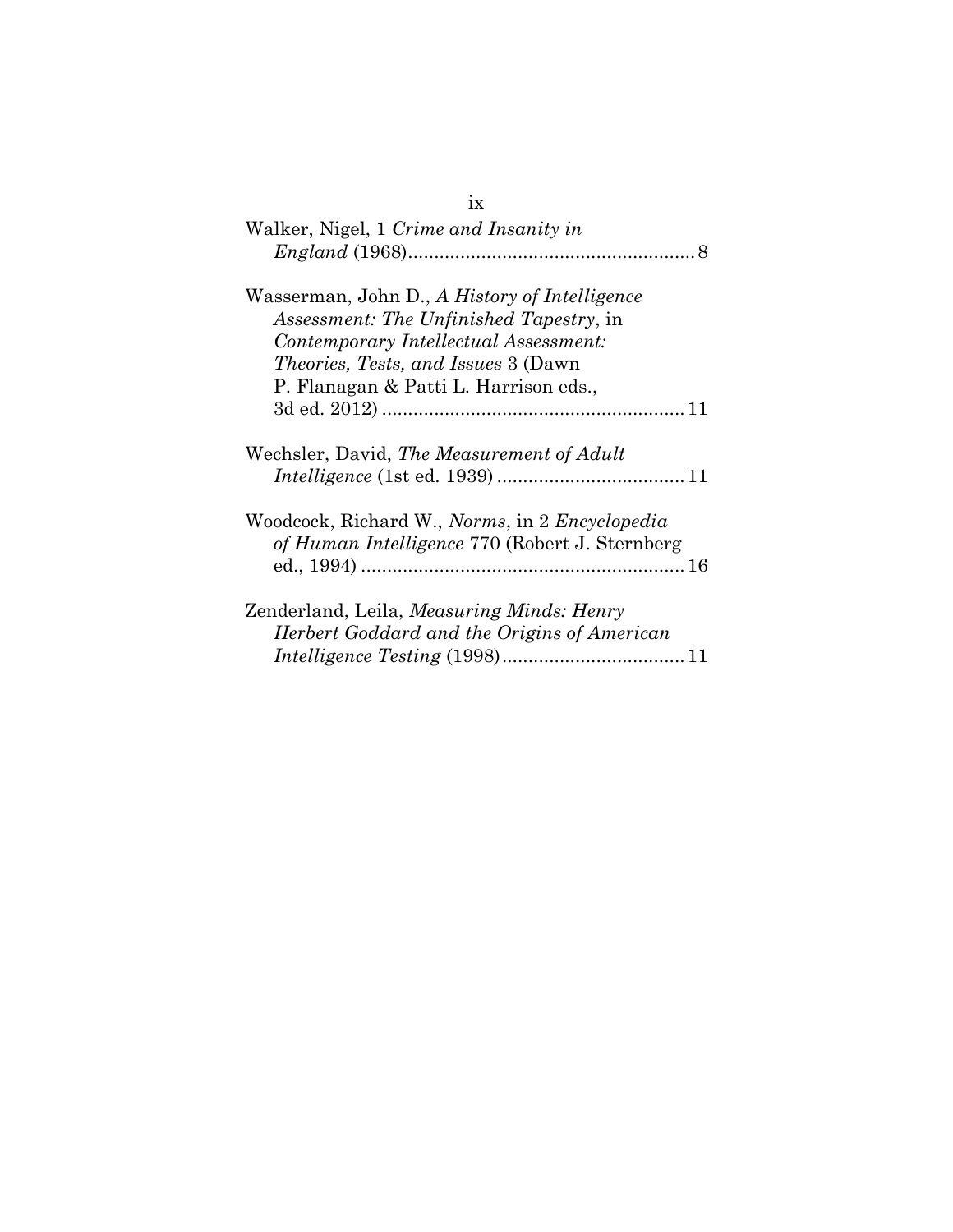Walker, Nigel, 1 *Crime and Insanity in England* (1968)........................................................ 8

Wasserman, John D., *A History of Intelligence Assessment: The Unfinished Tapestry*, in *Contemporary Intellectual Assessment: Theories, Tests, and Issues* 3 (Dawn P. Flanagan & Patti L. Harrison eds., 3d ed. 2012) .......................................................... 11

Wechsler, David, *The Measurement of Adult Intelligence* (1st ed. 1939) .................................... 11

Woodcock, Richard W., *Norms*, in 2 *Encyclopedia of Human Intelligence* 770 (Robert J. Sternberg ed., 1994) .............................................................. 16

Zenderland, Leila, *Measuring Minds: Henry Herbert Goddard and the Origins of American Intelligence Testing* (1998)................................... 11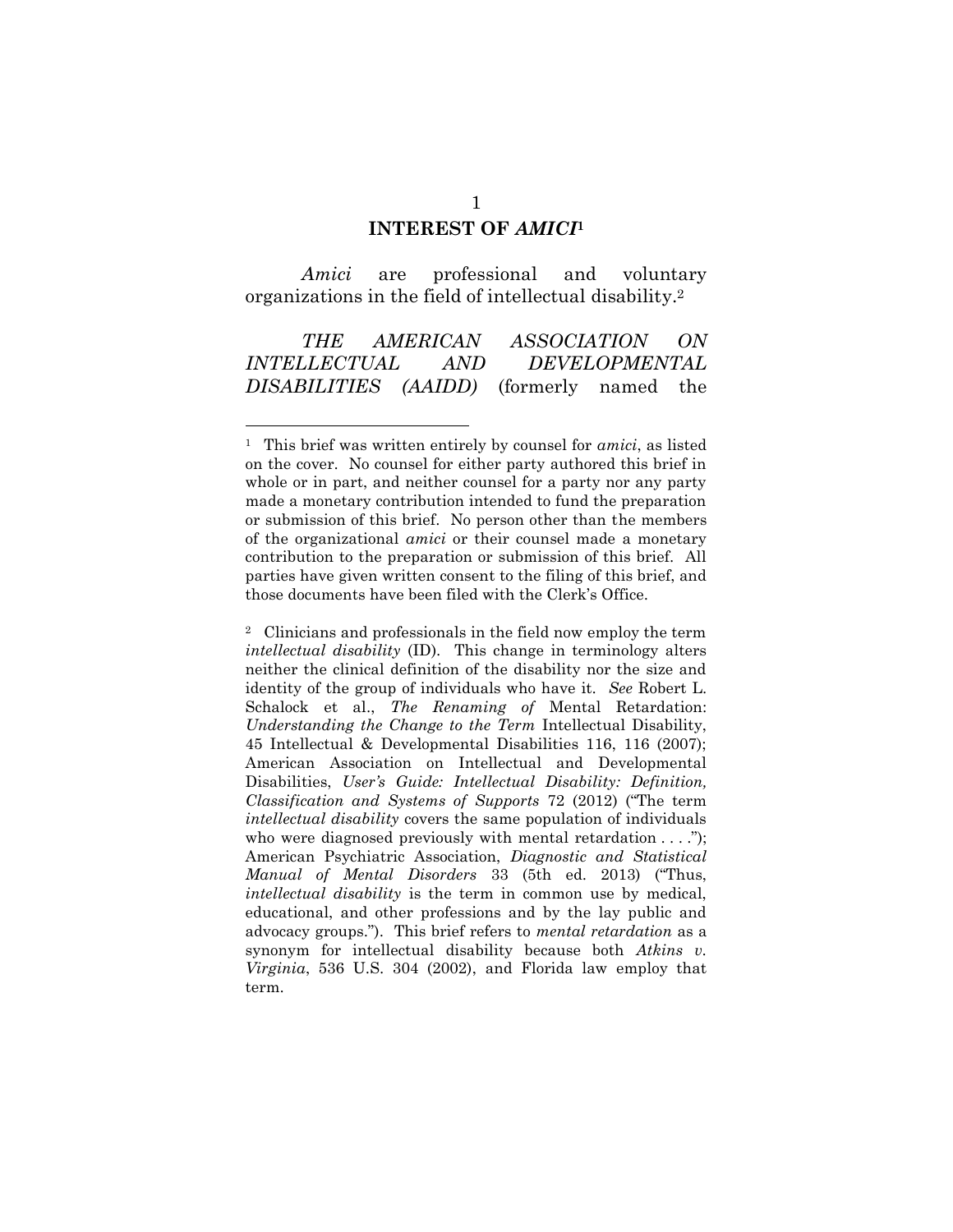## INTEREST OF *AMICI*[1]

*Amici* are professional and voluntary organizations in the field of intellectual disability.[2]

*THE AMERICAN ASSOCIATION ON INTELLECTUAL AND DEVELOPMENTAL DISABILITIES (AAIDD)* (formerly named the

---

[1] This brief was written entirely by counsel for *amici*, as listed on the cover. No counsel for either party authored this brief in whole or in part, and neither counsel for a party nor any party made a monetary contribution intended to fund the preparation or submission of this brief. No person other than the members of the organizational *amici* or their counsel made a monetary contribution to the preparation or submission of this brief. All parties have given written consent to the filing of this brief, and those documents have been filed with the Clerk's Office.

[2] Clinicians and professionals in the field now employ the term *intellectual disability* (ID). This change in terminology alters neither the clinical definition of the disability nor the size and identity of the group of individuals who have it. *See* Robert L. Schalock et al., *The Renaming of* Mental Retardation: *Understanding the Change to the Term* Intellectual Disability, 45 Intellectual & Developmental Disabilities 116, 116 (2007); American Association on Intellectual and Developmental Disabilities, *User's Guide: Intellectual Disability: Definition, Classification and Systems of Supports* 72 (2012) ("The term *intellectual disability* covers the same population of individuals who were diagnosed previously with mental retardation . . . ."); American Psychiatric Association, *Diagnostic and Statistical Manual of Mental Disorders* 33 (5th ed. 2013) ("Thus, *intellectual disability* is the term in common use by medical, educational, and other professions and by the lay public and advocacy groups."). This brief refers to *mental retardation* as a synonym for intellectual disability because both *Atkins v. Virginia*, 536 U.S. 304 (2002), and Florida law employ that term.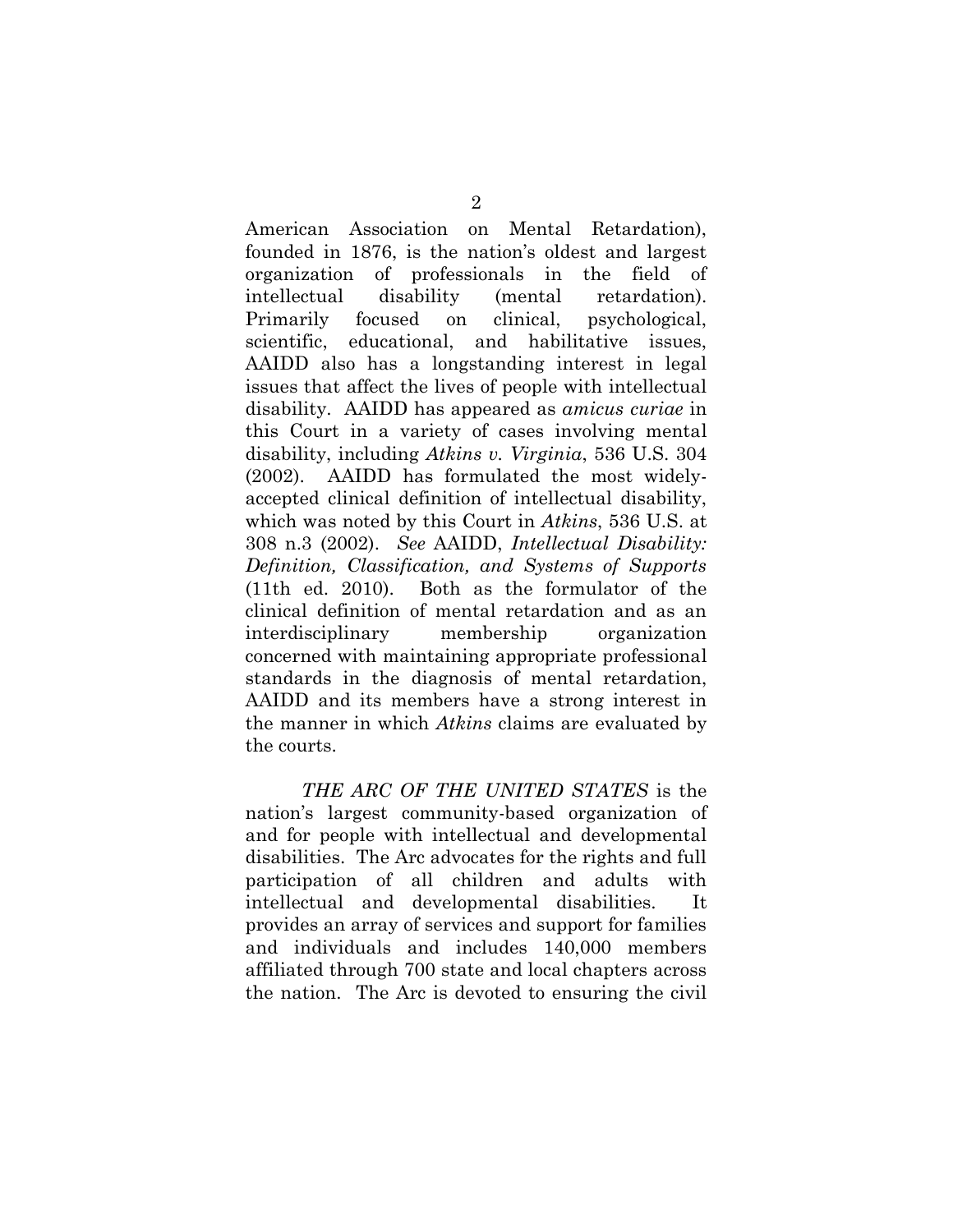American Association on Mental Retardation), founded in 1876, is the nation's oldest and largest organization of professionals in the field of intellectual disability (mental retardation). Primarily focused on clinical, psychological, scientific, educational, and habilitative issues, AAIDD also has a longstanding interest in legal issues that affect the lives of people with intellectual disability. AAIDD has appeared as *amicus curiae* in this Court in a variety of cases involving mental disability, including *Atkins v. Virginia*, 536 U.S. 304 (2002). AAIDD has formulated the most widely-accepted clinical definition of intellectual disability, which was noted by this Court in *Atkins*, 536 U.S. at 308 n.3 (2002). *See* AAIDD, *Intellectual Disability: Definition, Classification, and Systems of Supports* (11th ed. 2010). Both as the formulator of the clinical definition of mental retardation and as an interdisciplinary membership organization concerned with maintaining appropriate professional standards in the diagnosis of mental retardation, AAIDD and its members have a strong interest in the manner in which *Atkins* claims are evaluated by the courts.

*THE ARC OF THE UNITED STATES* is the nation's largest community-based organization of and for people with intellectual and developmental disabilities. The Arc advocates for the rights and full participation of all children and adults with intellectual and developmental disabilities. It provides an array of services and support for families and individuals and includes 140,000 members affiliated through 700 state and local chapters across the nation. The Arc is devoted to ensuring the civil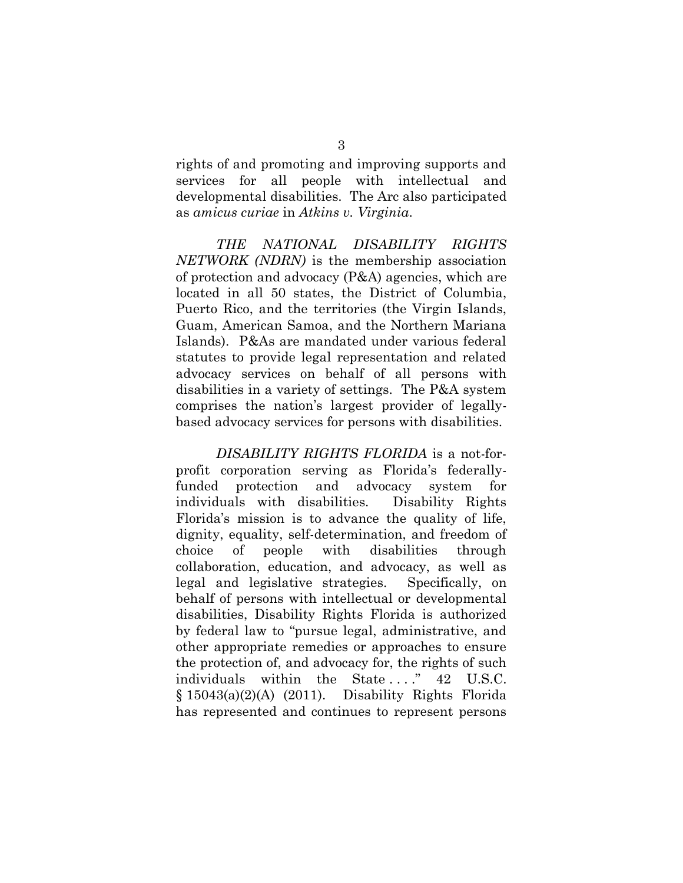rights of and promoting and improving supports and services for all people with intellectual and developmental disabilities. The Arc also participated as *amicus curiae* in *Atkins v. Virginia*.

*THE NATIONAL DISABILITY RIGHTS NETWORK (NDRN)* is the membership association of protection and advocacy (P&A) agencies, which are located in all 50 states, the District of Columbia, Puerto Rico, and the territories (the Virgin Islands, Guam, American Samoa, and the Northern Mariana Islands). P&As are mandated under various federal statutes to provide legal representation and related advocacy services on behalf of all persons with disabilities in a variety of settings. The P&A system comprises the nation's largest provider of legally-based advocacy services for persons with disabilities.

*DISABILITY RIGHTS FLORIDA* is a not-for-profit corporation serving as Florida's federally-funded protection and advocacy system for individuals with disabilities. Disability Rights Florida's mission is to advance the quality of life, dignity, equality, self-determination, and freedom of choice of people with disabilities through collaboration, education, and advocacy, as well as legal and legislative strategies. Specifically, on behalf of persons with intellectual or developmental disabilities, Disability Rights Florida is authorized by federal law to "pursue legal, administrative, and other appropriate remedies or approaches to ensure the protection of, and advocacy for, the rights of such individuals within the State . . . ." 42 U.S.C. § 15043(a)(2)(A) (2011). Disability Rights Florida has represented and continues to represent persons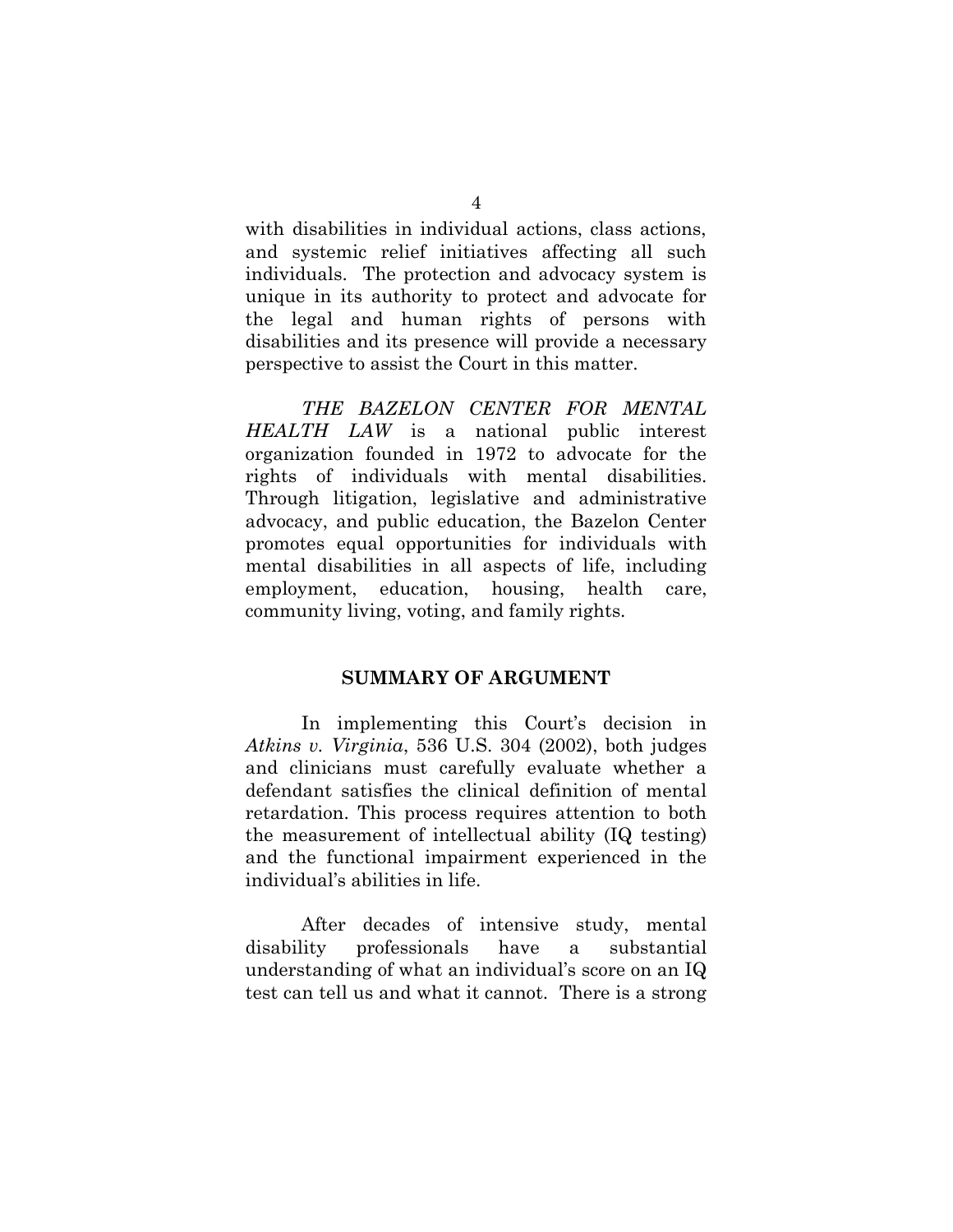with disabilities in individual actions, class actions, and systemic relief initiatives affecting all such individuals. The protection and advocacy system is unique in its authority to protect and advocate for the legal and human rights of persons with disabilities and its presence will provide a necessary perspective to assist the Court in this matter.

*THE BAZELON CENTER FOR MENTAL HEALTH LAW* is a national public interest organization founded in 1972 to advocate for the rights of individuals with mental disabilities. Through litigation, legislative and administrative advocacy, and public education, the Bazelon Center promotes equal opportunities for individuals with mental disabilities in all aspects of life, including employment, education, housing, health care, community living, voting, and family rights.

## SUMMARY OF ARGUMENT

In implementing this Court's decision in *Atkins v. Virginia*, 536 U.S. 304 (2002), both judges and clinicians must carefully evaluate whether a defendant satisfies the clinical definition of mental retardation. This process requires attention to both the measurement of intellectual ability (IQ testing) and the functional impairment experienced in the individual's abilities in life.

After decades of intensive study, mental disability professionals have a substantial understanding of what an individual's score on an IQ test can tell us and what it cannot. There is a strong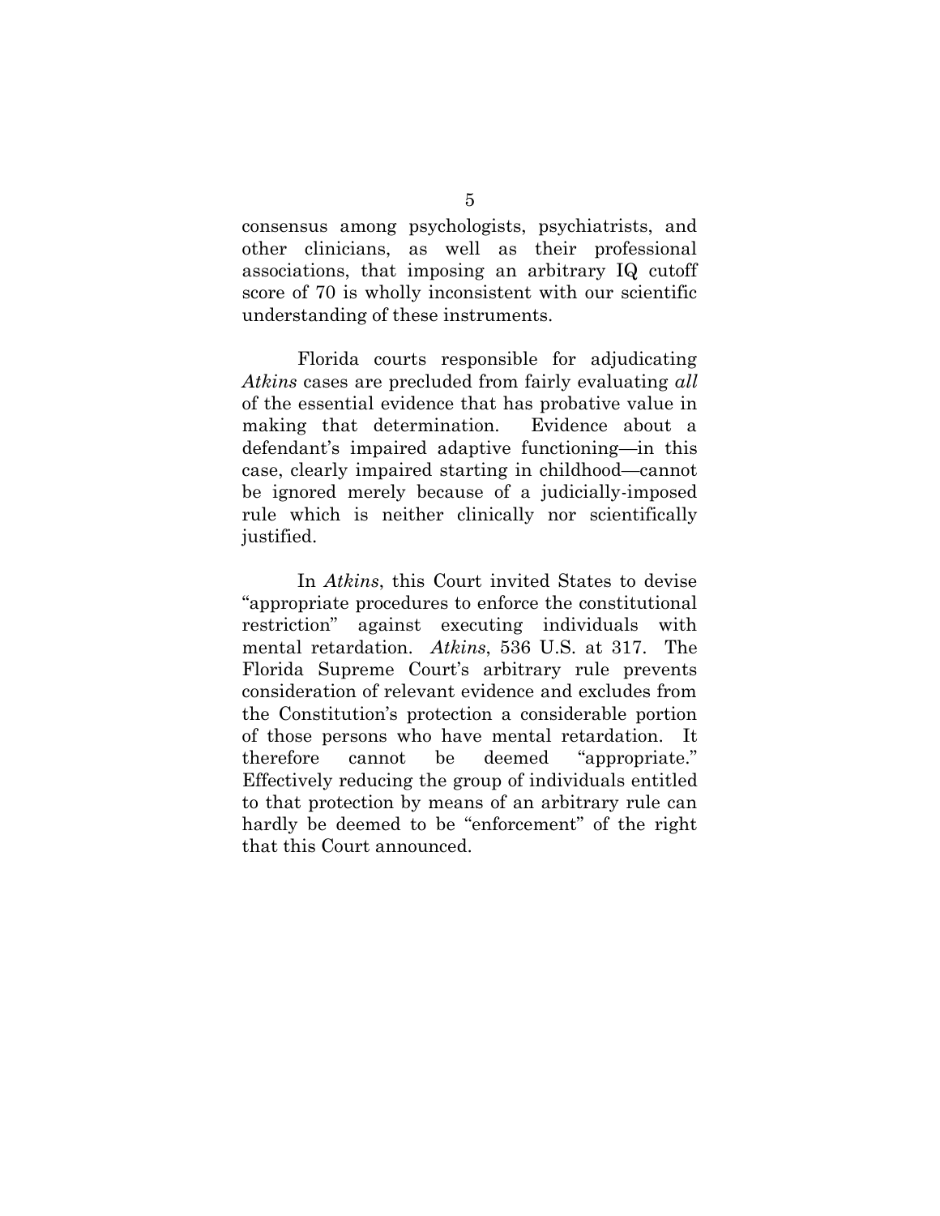consensus among psychologists, psychiatrists, and other clinicians, as well as their professional associations, that imposing an arbitrary IQ cutoff score of 70 is wholly inconsistent with our scientific understanding of these instruments.

Florida courts responsible for adjudicating *Atkins* cases are precluded from fairly evaluating *all* of the essential evidence that has probative value in making that determination. Evidence about a defendant's impaired adaptive functioning—in this case, clearly impaired starting in childhood—cannot be ignored merely because of a judicially-imposed rule which is neither clinically nor scientifically justified.

In *Atkins*, this Court invited States to devise "appropriate procedures to enforce the constitutional restriction" against executing individuals with mental retardation. *Atkins*, 536 U.S. at 317. The Florida Supreme Court's arbitrary rule prevents consideration of relevant evidence and excludes from the Constitution's protection a considerable portion of those persons who have mental retardation. It therefore cannot be deemed "appropriate." Effectively reducing the group of individuals entitled to that protection by means of an arbitrary rule can hardly be deemed to be "enforcement" of the right that this Court announced.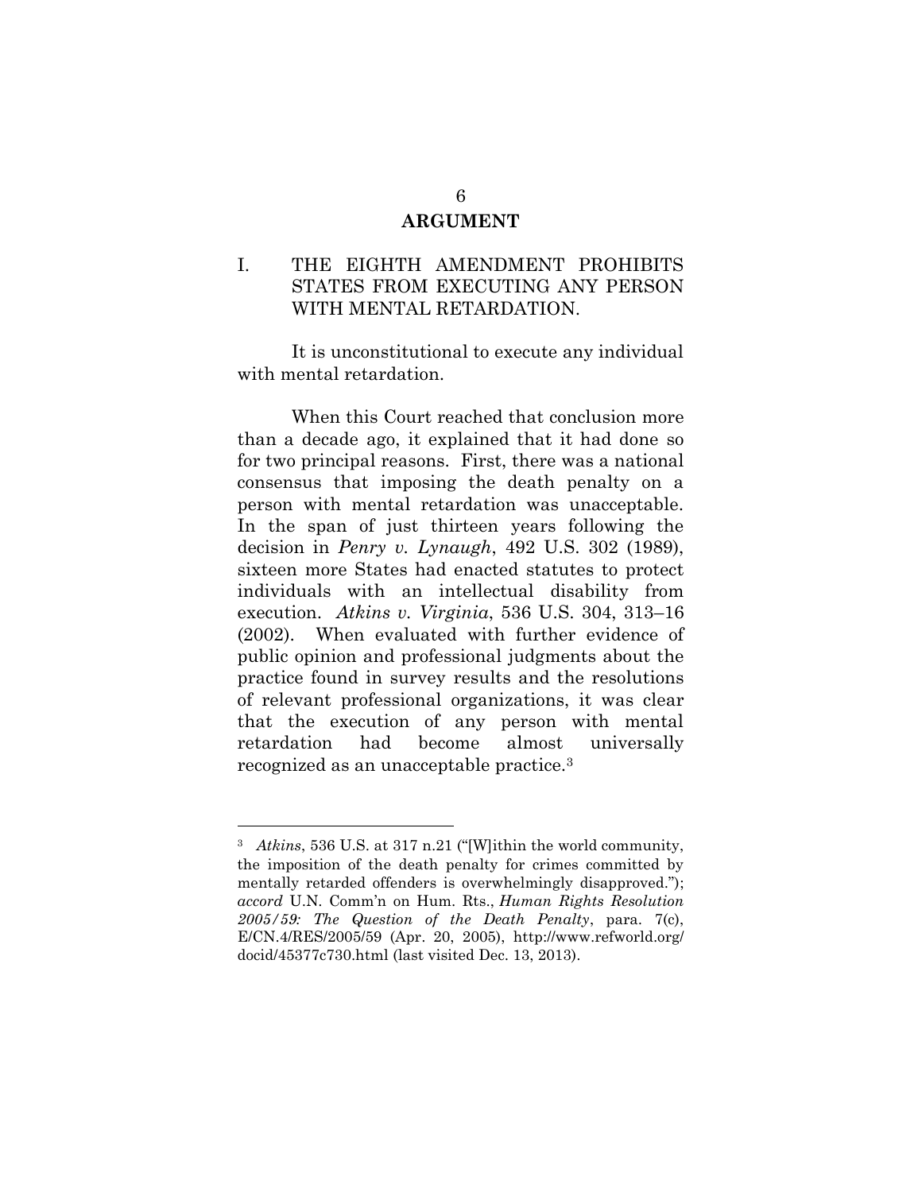## ARGUMENT

### I. THE EIGHTH AMENDMENT PROHIBITS STATES FROM EXECUTING ANY PERSON WITH MENTAL RETARDATION.

It is unconstitutional to execute any individual with mental retardation.

When this Court reached that conclusion more than a decade ago, it explained that it had done so for two principal reasons. First, there was a national consensus that imposing the death penalty on a person with mental retardation was unacceptable. In the span of just thirteen years following the decision in *Penry v. Lynaugh*, 492 U.S. 302 (1989), sixteen more States had enacted statutes to protect individuals with an intellectual disability from execution. *Atkins v. Virginia*, 536 U.S. 304, 313–16 (2002). When evaluated with further evidence of public opinion and professional judgments about the practice found in survey results and the resolutions of relevant professional organizations, it was clear that the execution of any person with mental retardation had become almost universally recognized as an unacceptable practice.[3]

---

[3] *Atkins*, 536 U.S. at 317 n.21 ("[W]ithin the world community, the imposition of the death penalty for crimes committed by mentally retarded offenders is overwhelmingly disapproved."); *accord* U.N. Comm'n on Hum. Rts., *Human Rights Resolution 2005/59: The Question of the Death Penalty*, para. 7(c), E/CN.4/RES/2005/59 (Apr. 20, 2005), http://www.refworld.org/docid/45377c730.html (last visited Dec. 13, 2013).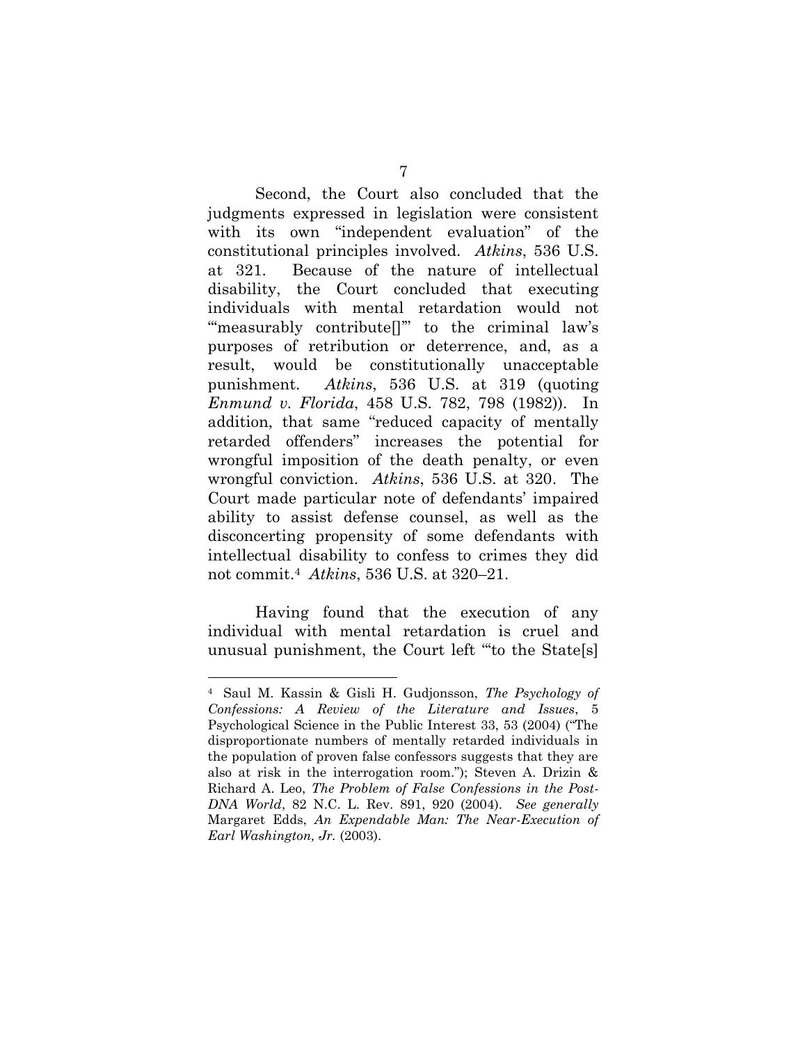Second, the Court also concluded that the judgments expressed in legislation were consistent with its own "independent evaluation" of the constitutional principles involved. *Atkins*, 536 U.S. at 321. Because of the nature of intellectual disability, the Court concluded that executing individuals with mental retardation would not "'measurably contribute[]'" to the criminal law's purposes of retribution or deterrence, and, as a result, would be constitutionally unacceptable punishment. *Atkins*, 536 U.S. at 319 (quoting *Enmund v. Florida*, 458 U.S. 782, 798 (1982)). In addition, that same "reduced capacity of mentally retarded offenders" increases the potential for wrongful imposition of the death penalty, or even wrongful conviction. *Atkins*, 536 U.S. at 320. The Court made particular note of defendants' impaired ability to assist defense counsel, as well as the disconcerting propensity of some defendants with intellectual disability to confess to crimes they did not commit.[4] *Atkins*, 536 U.S. at 320–21.

Having found that the execution of any individual with mental retardation is cruel and unusual punishment, the Court left "'to the State[s]

---

[4] Saul M. Kassin & Gisli H. Gudjonsson, *The Psychology of Confessions: A Review of the Literature and Issues*, 5 Psychological Science in the Public Interest 33, 53 (2004) ("The disproportionate numbers of mentally retarded individuals in the population of proven false confessors suggests that they are also at risk in the interrogation room."); Steven A. Drizin & Richard A. Leo, *The Problem of False Confessions in the Post-DNA World*, 82 N.C. L. Rev. 891, 920 (2004). *See generally* Margaret Edds, *An Expendable Man: The Near-Execution of Earl Washington, Jr.* (2003).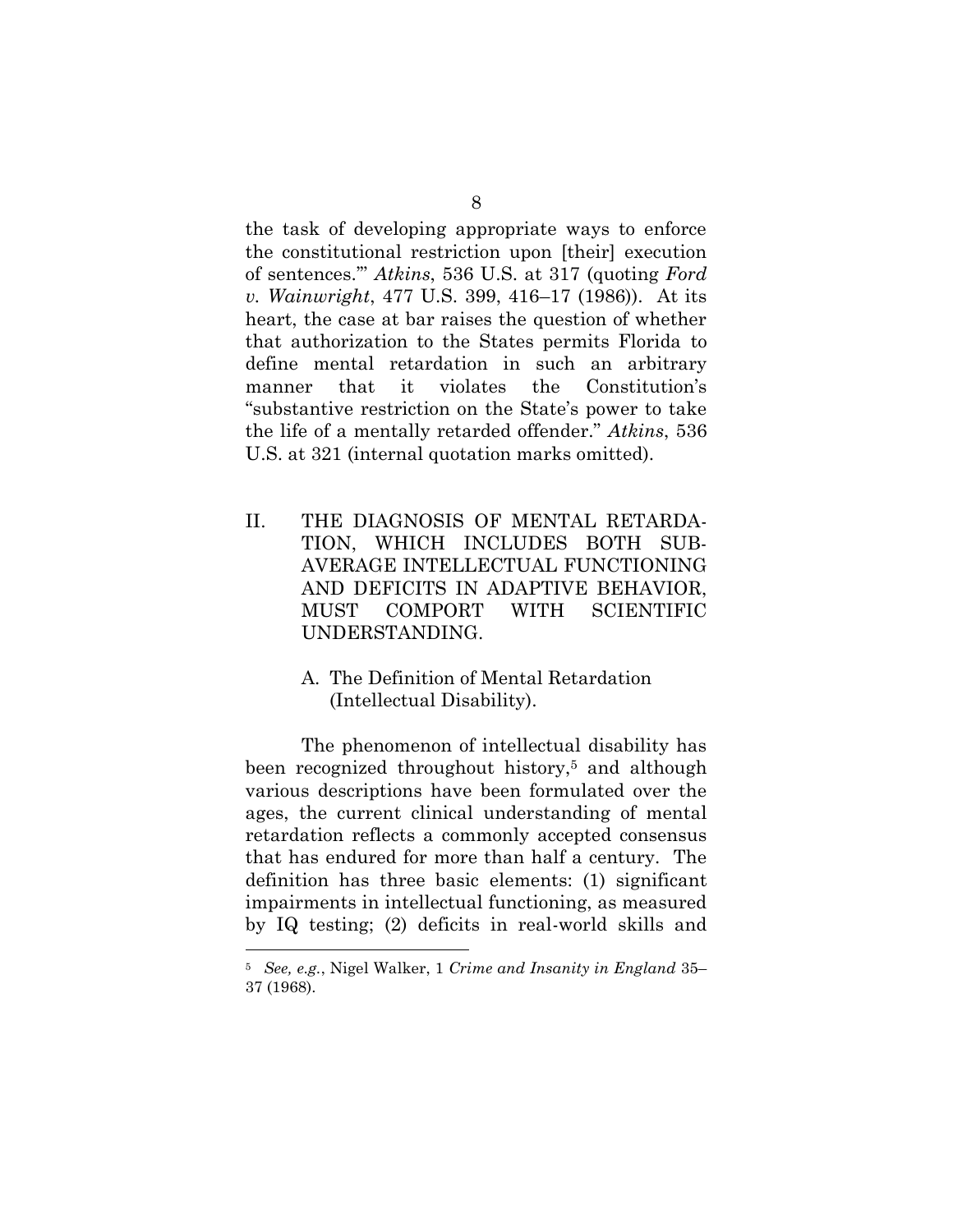the task of developing appropriate ways to enforce the constitutional restriction upon [their] execution of sentences.'" *Atkins*, 536 U.S. at 317 (quoting *Ford v. Wainwright*, 477 U.S. 399, 416–17 (1986)). At its heart, the case at bar raises the question of whether that authorization to the States permits Florida to define mental retardation in such an arbitrary manner that it violates the Constitution's "substantive restriction on the State's power to take the life of a mentally retarded offender." *Atkins*, 536 U.S. at 321 (internal quotation marks omitted).

## II. THE DIAGNOSIS OF MENTAL RETARDATION, WHICH INCLUDES BOTH SUB-AVERAGE INTELLECTUAL FUNCTIONING AND DEFICITS IN ADAPTIVE BEHAVIOR, MUST COMPORT WITH SCIENTIFIC UNDERSTANDING.

### A. The Definition of Mental Retardation (Intellectual Disability).

The phenomenon of intellectual disability has been recognized throughout history,[5] and although various descriptions have been formulated over the ages, the current clinical understanding of mental retardation reflects a commonly accepted consensus that has endured for more than half a century. The definition has three basic elements: (1) significant impairments in intellectual functioning, as measured by IQ testing; (2) deficits in real-world skills and

[5] *See, e.g.*, Nigel Walker, 1 *Crime and Insanity in England* 35–37 (1968).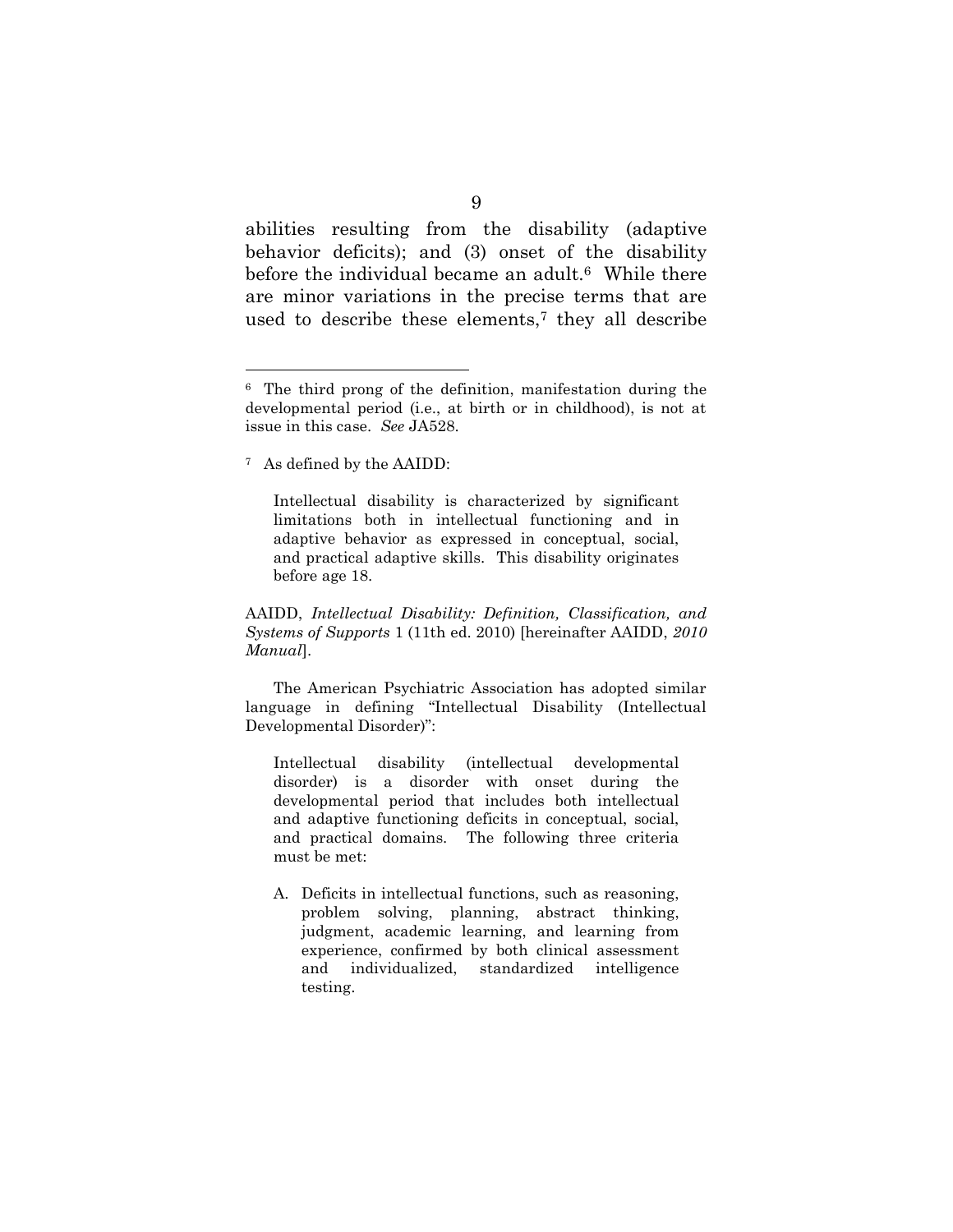abilities resulting from the disability (adaptive behavior deficits); and (3) onset of the disability before the individual became an adult.[6] While there are minor variations in the precise terms that are used to describe these elements,[7] they all describe

---

[6] The third prong of the definition, manifestation during the developmental period (i.e., at birth or in childhood), is not at issue in this case. *See* JA528.

[7] As defined by the AAIDD:

> Intellectual disability is characterized by significant limitations both in intellectual functioning and in adaptive behavior as expressed in conceptual, social, and practical adaptive skills. This disability originates before age 18.

AAIDD, *Intellectual Disability: Definition, Classification, and Systems of Supports* 1 (11th ed. 2010) [hereinafter AAIDD, *2010 Manual*].

The American Psychiatric Association has adopted similar language in defining "Intellectual Disability (Intellectual Developmental Disorder)":

> Intellectual disability (intellectual developmental disorder) is a disorder with onset during the developmental period that includes both intellectual and adaptive functioning deficits in conceptual, social, and practical domains. The following three criteria must be met:
>
> A. Deficits in intellectual functions, such as reasoning, problem solving, planning, abstract thinking, judgment, academic learning, and learning from experience, confirmed by both clinical assessment and individualized, standardized intelligence testing.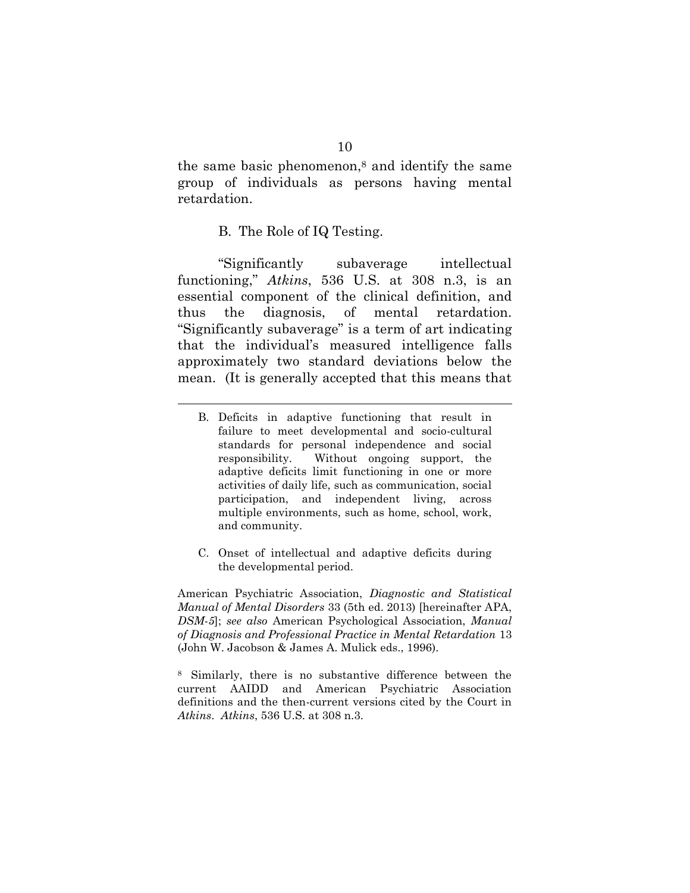the same basic phenomenon,[8] and identify the same group of individuals as persons having mental retardation.

B. The Role of IQ Testing.

"Significantly subaverage intellectual functioning," *Atkins*, 536 U.S. at 308 n.3, is an essential component of the clinical definition, and thus the diagnosis, of mental retardation. "Significantly subaverage" is a term of art indicating that the individual's measured intelligence falls approximately two standard deviations below the mean. (It is generally accepted that this means that

---

B. Deficits in adaptive functioning that result in failure to meet developmental and socio-cultural standards for personal independence and social responsibility. Without ongoing support, the adaptive deficits limit functioning in one or more activities of daily life, such as communication, social participation, and independent living, across multiple environments, such as home, school, work, and community.

C. Onset of intellectual and adaptive deficits during the developmental period.

American Psychiatric Association, *Diagnostic and Statistical Manual of Mental Disorders* 33 (5th ed. 2013) [hereinafter APA, *DSM-5*]; *see also* American Psychological Association, *Manual of Diagnosis and Professional Practice in Mental Retardation* 13 (John W. Jacobson & James A. Mulick eds., 1996).

[8] Similarly, there is no substantive difference between the current AAIDD and American Psychiatric Association definitions and the then-current versions cited by the Court in *Atkins*. *Atkins*, 536 U.S. at 308 n.3.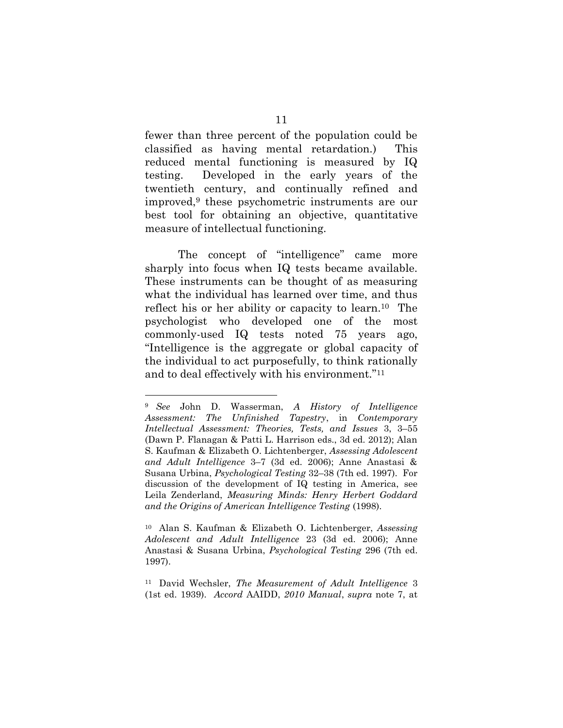fewer than three percent of the population could be classified as having mental retardation.) This reduced mental functioning is measured by IQ testing. Developed in the early years of the twentieth century, and continually refined and improved,[9] these psychometric instruments are our best tool for obtaining an objective, quantitative measure of intellectual functioning.

The concept of "intelligence" came more sharply into focus when IQ tests became available. These instruments can be thought of as measuring what the individual has learned over time, and thus reflect his or her ability or capacity to learn.[10] The psychologist who developed one of the most commonly-used IQ tests noted 75 years ago, "Intelligence is the aggregate or global capacity of the individual to act purposefully, to think rationally and to deal effectively with his environment."[11]

---

[9] *See* John D. Wasserman, *A History of Intelligence Assessment: The Unfinished Tapestry*, in *Contemporary Intellectual Assessment: Theories, Tests, and Issues* 3, 3–55 (Dawn P. Flanagan & Patti L. Harrison eds., 3d ed. 2012); Alan S. Kaufman & Elizabeth O. Lichtenberger, *Assessing Adolescent and Adult Intelligence* 3–7 (3d ed. 2006); Anne Anastasi & Susana Urbina, *Psychological Testing* 32–38 (7th ed. 1997). For discussion of the development of IQ testing in America, see Leila Zenderland, *Measuring Minds: Henry Herbert Goddard and the Origins of American Intelligence Testing* (1998).

[10] Alan S. Kaufman & Elizabeth O. Lichtenberger, *Assessing Adolescent and Adult Intelligence* 23 (3d ed. 2006); Anne Anastasi & Susana Urbina, *Psychological Testing* 296 (7th ed. 1997).

[11] David Wechsler, *The Measurement of Adult Intelligence* 3 (1st ed. 1939). *Accord* AAIDD, *2010 Manual*, *supra* note 7, at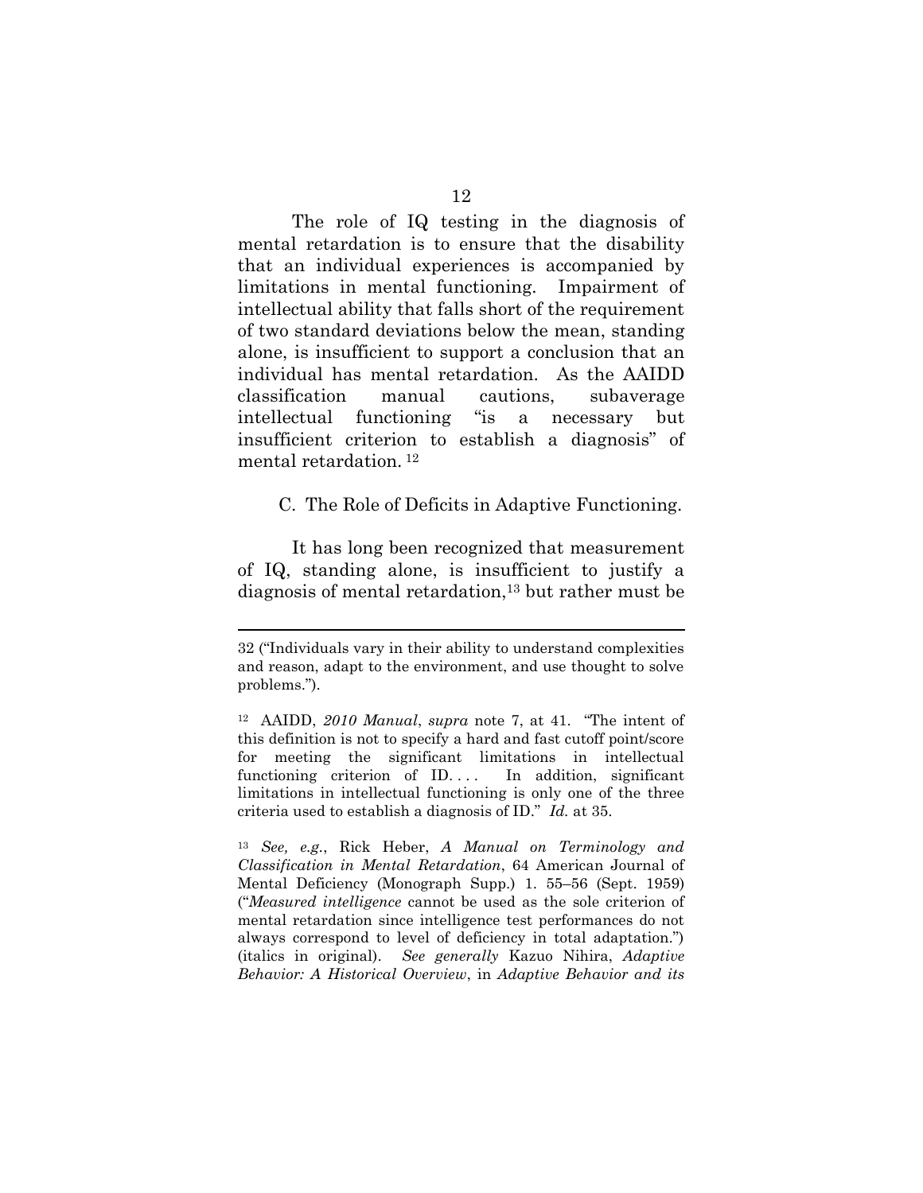The role of IQ testing in the diagnosis of mental retardation is to ensure that the disability that an individual experiences is accompanied by limitations in mental functioning. Impairment of intellectual ability that falls short of the requirement of two standard deviations below the mean, standing alone, is insufficient to support a conclusion that an individual has mental retardation. As the AAIDD classification manual cautions, subaverage intellectual functioning "is a necessary but insufficient criterion to establish a diagnosis" of mental retardation.[12]

C. The Role of Deficits in Adaptive Functioning.

It has long been recognized that measurement of IQ, standing alone, is insufficient to justify a diagnosis of mental retardation,[13] but rather must be

---

32 ("Individuals vary in their ability to understand complexities and reason, adapt to the environment, and use thought to solve problems.").

[12] AAIDD, *2010 Manual*, *supra* note 7, at 41. "The intent of this definition is not to specify a hard and fast cutoff point/score for meeting the significant limitations in intellectual functioning criterion of ID. . . . In addition, significant limitations in intellectual functioning is only one of the three criteria used to establish a diagnosis of ID." *Id.* at 35.

[13] *See, e.g.*, Rick Heber, *A Manual on Terminology and Classification in Mental Retardation*, 64 American Journal of Mental Deficiency (Monograph Supp.) 1. 55–56 (Sept. 1959) ("*Measured intelligence* cannot be used as the sole criterion of mental retardation since intelligence test performances do not always correspond to level of deficiency in total adaptation.") (italics in original). *See generally* Kazuo Nihira, *Adaptive Behavior: A Historical Overview*, in *Adaptive Behavior and its*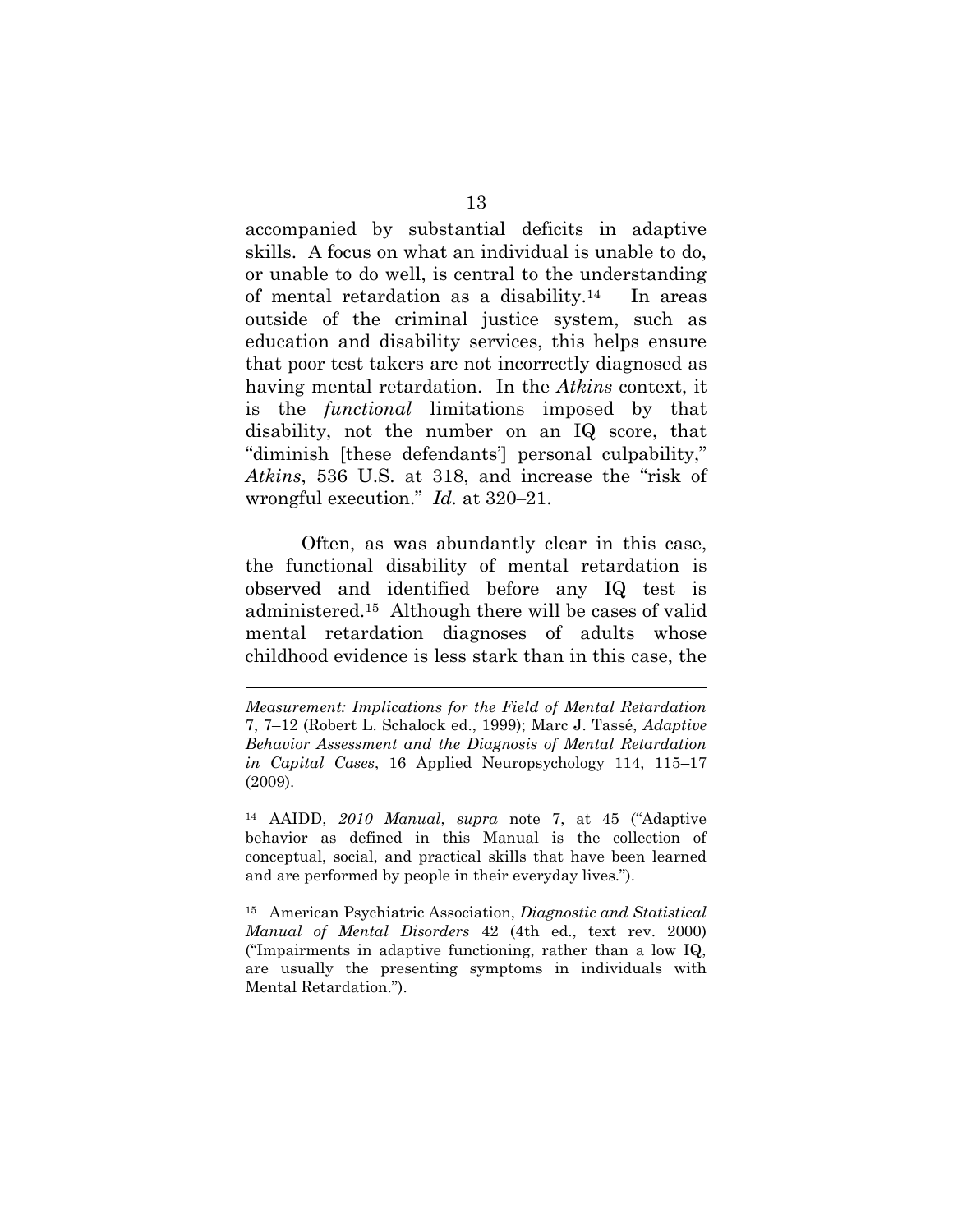accompanied by substantial deficits in adaptive skills. A focus on what an individual is unable to do, or unable to do well, is central to the understanding of mental retardation as a disability.[14] In areas outside of the criminal justice system, such as education and disability services, this helps ensure that poor test takers are not incorrectly diagnosed as having mental retardation. In the *Atkins* context, it is the *functional* limitations imposed by that disability, not the number on an IQ score, that "diminish [these defendants'] personal culpability," *Atkins*, 536 U.S. at 318, and increase the "risk of wrongful execution." *Id.* at 320–21.

Often, as was abundantly clear in this case, the functional disability of mental retardation is observed and identified before any IQ test is administered.[15] Although there will be cases of valid mental retardation diagnoses of adults whose childhood evidence is less stark than in this case, the

---

*Measurement: Implications for the Field of Mental Retardation* 7, 7–12 (Robert L. Schalock ed., 1999); Marc J. Tassé, *Adaptive Behavior Assessment and the Diagnosis of Mental Retardation in Capital Cases*, 16 Applied Neuropsychology 114, 115–17 (2009).

[14] AAIDD, *2010 Manual*, *supra* note 7, at 45 ("Adaptive behavior as defined in this Manual is the collection of conceptual, social, and practical skills that have been learned and are performed by people in their everyday lives.").

[15] American Psychiatric Association, *Diagnostic and Statistical Manual of Mental Disorders* 42 (4th ed., text rev. 2000) ("Impairments in adaptive functioning, rather than a low IQ, are usually the presenting symptoms in individuals with Mental Retardation.").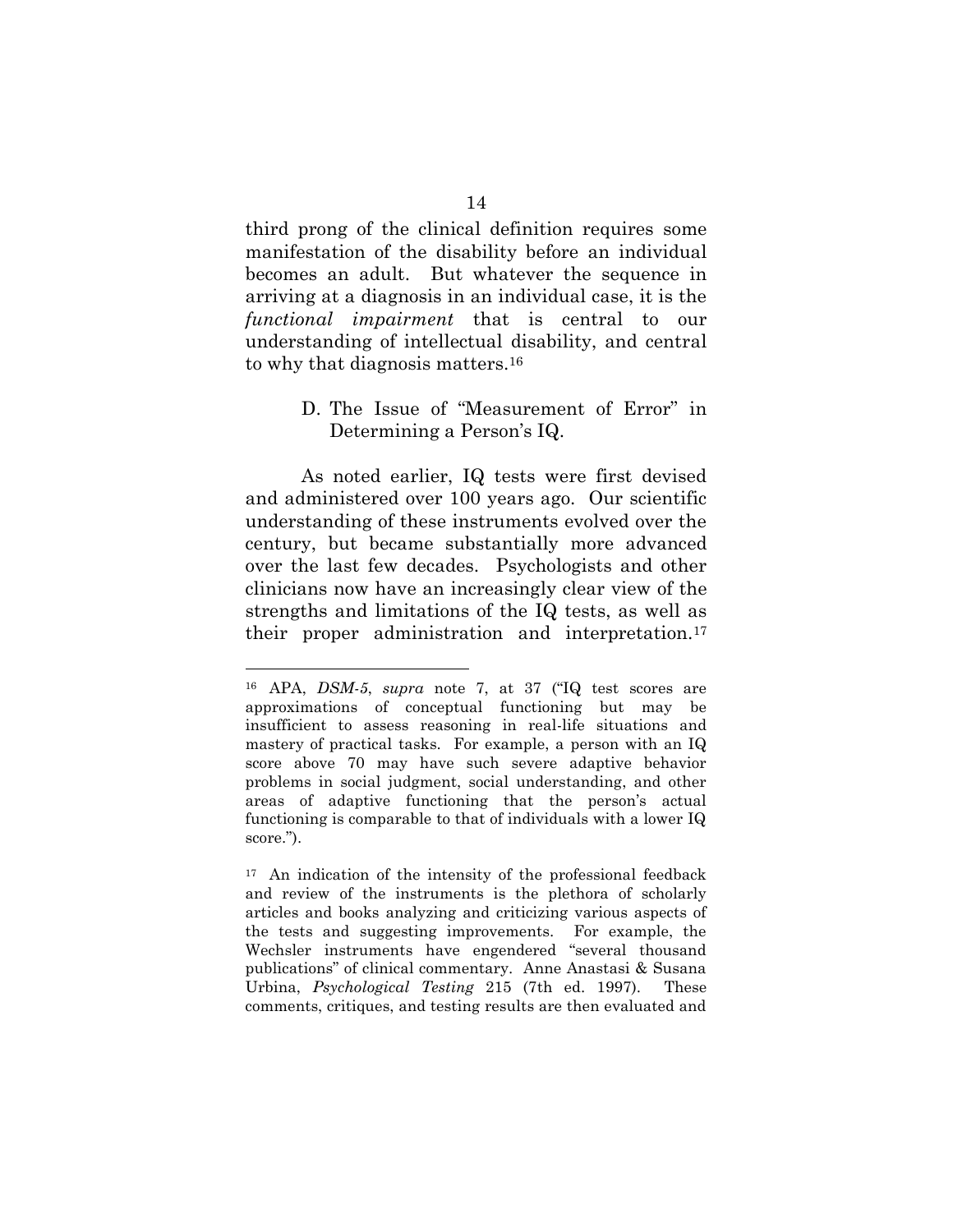third prong of the clinical definition requires some manifestation of the disability before an individual becomes an adult. But whatever the sequence in arriving at a diagnosis in an individual case, it is the *functional impairment* that is central to our understanding of intellectual disability, and central to why that diagnosis matters.[16]

### D. The Issue of "Measurement of Error" in Determining a Person's IQ.

As noted earlier, IQ tests were first devised and administered over 100 years ago. Our scientific understanding of these instruments evolved over the century, but became substantially more advanced over the last few decades. Psychologists and other clinicians now have an increasingly clear view of the strengths and limitations of the IQ tests, as well as their proper administration and interpretation.[17]

---

[16] APA, *DSM-5*, *supra* note 7, at 37 ("IQ test scores are approximations of conceptual functioning but may be insufficient to assess reasoning in real-life situations and mastery of practical tasks. For example, a person with an IQ score above 70 may have such severe adaptive behavior problems in social judgment, social understanding, and other areas of adaptive functioning that the person's actual functioning is comparable to that of individuals with a lower IQ score.").

[17] An indication of the intensity of the professional feedback and review of the instruments is the plethora of scholarly articles and books analyzing and criticizing various aspects of the tests and suggesting improvements. For example, the Wechsler instruments have engendered "several thousand publications" of clinical commentary. Anne Anastasi & Susana Urbina, *Psychological Testing* 215 (7th ed. 1997). These comments, critiques, and testing results are then evaluated and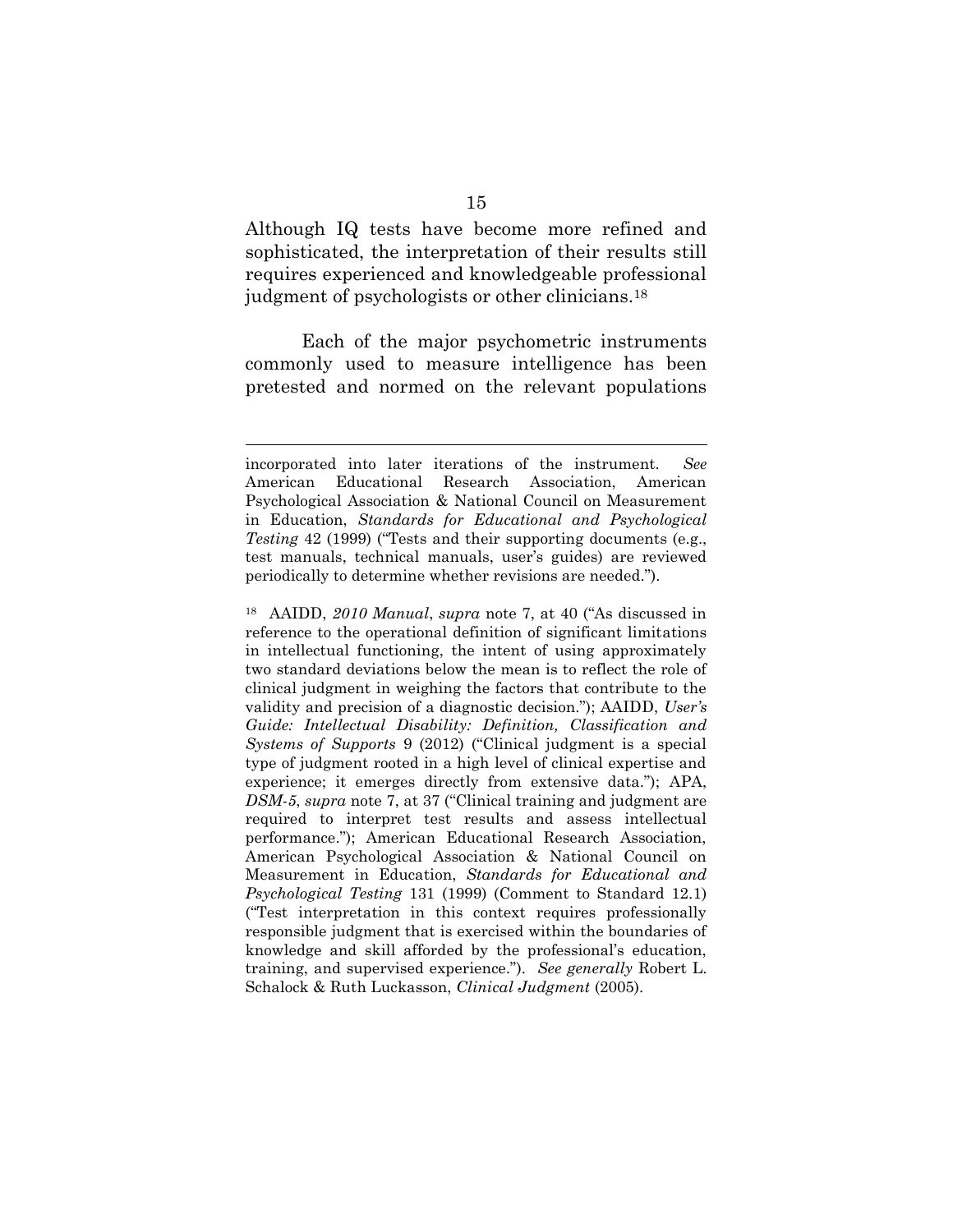Although IQ tests have become more refined and sophisticated, the interpretation of their results still requires experienced and knowledgeable professional judgment of psychologists or other clinicians.[18]

Each of the major psychometric instruments commonly used to measure intelligence has been pretested and normed on the relevant populations

---

incorporated into later iterations of the instrument. *See* American Educational Research Association, American Psychological Association & National Council on Measurement in Education, *Standards for Educational and Psychological Testing* 42 (1999) ("Tests and their supporting documents (e.g., test manuals, technical manuals, user's guides) are reviewed periodically to determine whether revisions are needed.").

[18] AAIDD, *2010 Manual*, *supra* note 7, at 40 ("As discussed in reference to the operational definition of significant limitations in intellectual functioning, the intent of using approximately two standard deviations below the mean is to reflect the role of clinical judgment in weighing the factors that contribute to the validity and precision of a diagnostic decision."); AAIDD, *User's Guide: Intellectual Disability: Definition, Classification and Systems of Supports* 9 (2012) ("Clinical judgment is a special type of judgment rooted in a high level of clinical expertise and experience; it emerges directly from extensive data."); APA, *DSM-5*, *supra* note 7, at 37 ("Clinical training and judgment are required to interpret test results and assess intellectual performance."); American Educational Research Association, American Psychological Association & National Council on Measurement in Education, *Standards for Educational and Psychological Testing* 131 (1999) (Comment to Standard 12.1) ("Test interpretation in this context requires professionally responsible judgment that is exercised within the boundaries of knowledge and skill afforded by the professional's education, training, and supervised experience."). *See generally* Robert L. Schalock & Ruth Luckasson, *Clinical Judgment* (2005).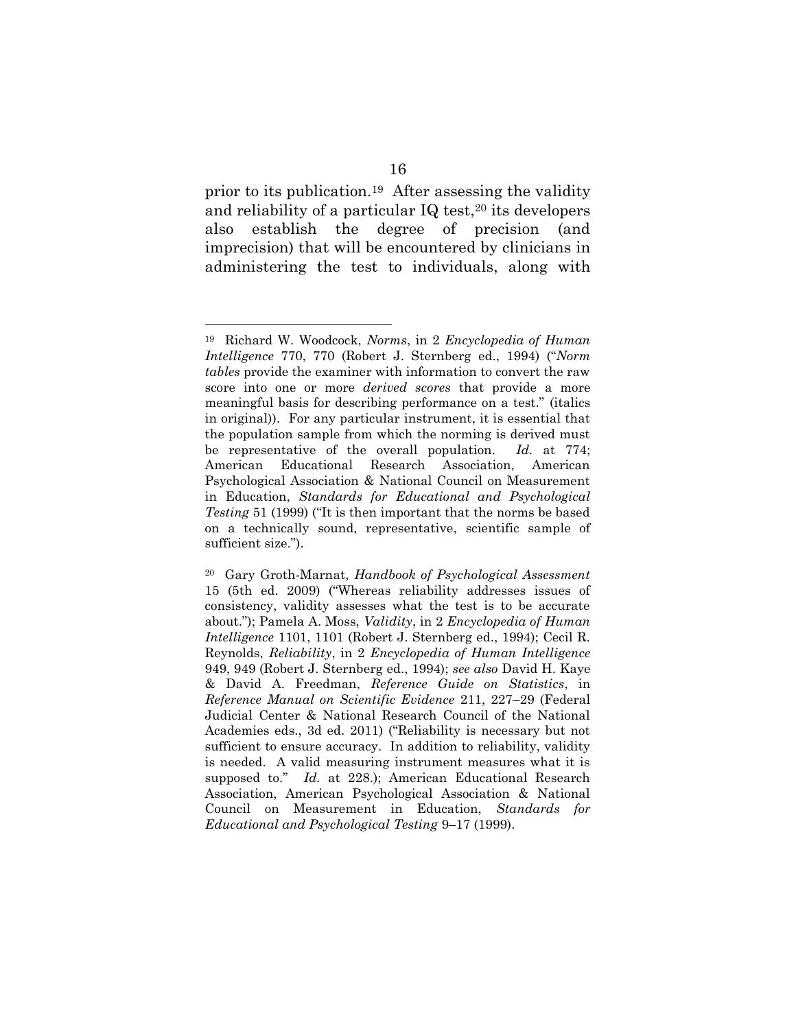prior to its publication.[19] After assessing the validity and reliability of a particular IQ test,[20] its developers also establish the degree of precision (and imprecision) that will be encountered by clinicians in administering the test to individuals, along with

---

[19] Richard W. Woodcock, *Norms*, in 2 *Encyclopedia of Human Intelligence* 770, 770 (Robert J. Sternberg ed., 1994) ("*Norm tables* provide the examiner with information to convert the raw score into one or more *derived scores* that provide a more meaningful basis for describing performance on a test." (italics in original)). For any particular instrument, it is essential that the population sample from which the norming is derived must be representative of the overall population. *Id.* at 774; American Educational Research Association, American Psychological Association & National Council on Measurement in Education, *Standards for Educational and Psychological Testing* 51 (1999) ("It is then important that the norms be based on a technically sound, representative, scientific sample of sufficient size.").

[20] Gary Groth-Marnat, *Handbook of Psychological Assessment* 15 (5th ed. 2009) ("Whereas reliability addresses issues of consistency, validity assesses what the test is to be accurate about."); Pamela A. Moss, *Validity*, in 2 *Encyclopedia of Human Intelligence* 1101, 1101 (Robert J. Sternberg ed., 1994); Cecil R. Reynolds, *Reliability*, in 2 *Encyclopedia of Human Intelligence* 949, 949 (Robert J. Sternberg ed., 1994); *see also* David H. Kaye & David A. Freedman, *Reference Guide on Statistics*, in *Reference Manual on Scientific Evidence* 211, 227–29 (Federal Judicial Center & National Research Council of the National Academies eds., 3d ed. 2011) ("Reliability is necessary but not sufficient to ensure accuracy. In addition to reliability, validity is needed. A valid measuring instrument measures what it is supposed to." *Id.* at 228.); American Educational Research Association, American Psychological Association & National Council on Measurement in Education, *Standards for Educational and Psychological Testing* 9–17 (1999).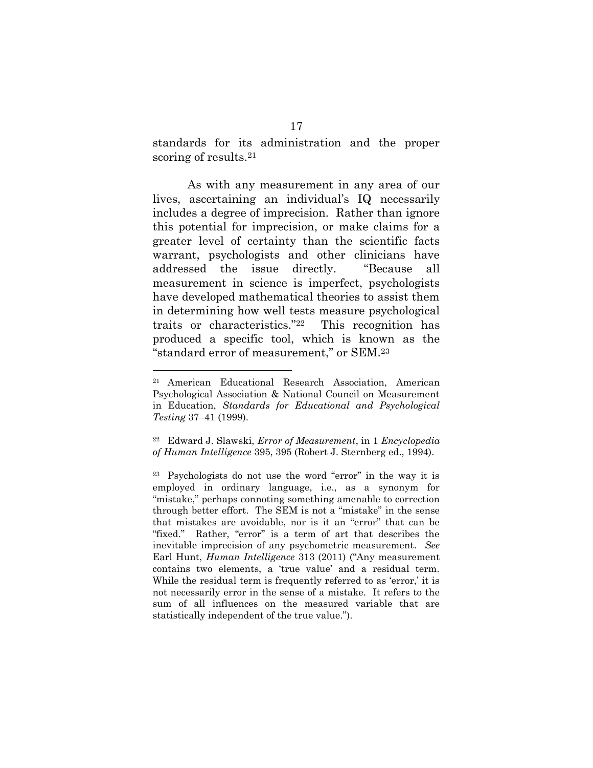standards for its administration and the proper scoring of results.[21]

As with any measurement in any area of our lives, ascertaining an individual's IQ necessarily includes a degree of imprecision. Rather than ignore this potential for imprecision, or make claims for a greater level of certainty than the scientific facts warrant, psychologists and other clinicians have addressed the issue directly. "Because all measurement in science is imperfect, psychologists have developed mathematical theories to assist them in determining how well tests measure psychological traits or characteristics."[22] This recognition has produced a specific tool, which is known as the "standard error of measurement," or SEM.[23]

---

[21] American Educational Research Association, American Psychological Association & National Council on Measurement in Education, *Standards for Educational and Psychological Testing* 37–41 (1999).

[22] Edward J. Slawski, *Error of Measurement*, in 1 *Encyclopedia of Human Intelligence* 395, 395 (Robert J. Sternberg ed., 1994).

[23] Psychologists do not use the word "error" in the way it is employed in ordinary language, i.e., as a synonym for "mistake," perhaps connoting something amenable to correction through better effort. The SEM is not a "mistake" in the sense that mistakes are avoidable, nor is it an "error" that can be "fixed." Rather, "error" is a term of art that describes the inevitable imprecision of any psychometric measurement. *See* Earl Hunt, *Human Intelligence* 313 (2011) ("Any measurement contains two elements, a 'true value' and a residual term. While the residual term is frequently referred to as 'error,' it is not necessarily error in the sense of a mistake. It refers to the sum of all influences on the measured variable that are statistically independent of the true value.").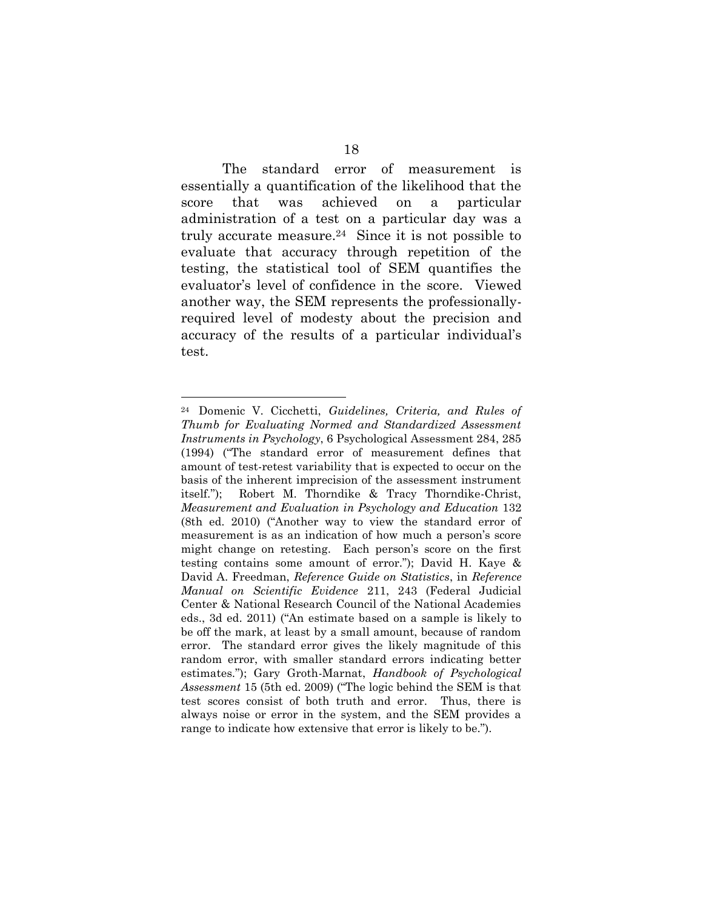The standard error of measurement is essentially a quantification of the likelihood that the score that was achieved on a particular administration of a test on a particular day was a truly accurate measure.[24] Since it is not possible to evaluate that accuracy through repetition of the testing, the statistical tool of SEM quantifies the evaluator's level of confidence in the score. Viewed another way, the SEM represents the professionally-required level of modesty about the precision and accuracy of the results of a particular individual's test.

---

[24] Domenic V. Cicchetti, *Guidelines, Criteria, and Rules of Thumb for Evaluating Normed and Standardized Assessment Instruments in Psychology*, 6 Psychological Assessment 284, 285 (1994) ("The standard error of measurement defines that amount of test-retest variability that is expected to occur on the basis of the inherent imprecision of the assessment instrument itself."); Robert M. Thorndike & Tracy Thorndike-Christ, *Measurement and Evaluation in Psychology and Education* 132 (8th ed. 2010) ("Another way to view the standard error of measurement is as an indication of how much a person's score might change on retesting. Each person's score on the first testing contains some amount of error."); David H. Kaye & David A. Freedman, *Reference Guide on Statistics*, in *Reference Manual on Scientific Evidence* 211, 243 (Federal Judicial Center & National Research Council of the National Academies eds., 3d ed. 2011) ("An estimate based on a sample is likely to be off the mark, at least by a small amount, because of random error. The standard error gives the likely magnitude of this random error, with smaller standard errors indicating better estimates."); Gary Groth-Marnat, *Handbook of Psychological Assessment* 15 (5th ed. 2009) ("The logic behind the SEM is that test scores consist of both truth and error. Thus, there is always noise or error in the system, and the SEM provides a range to indicate how extensive that error is likely to be.").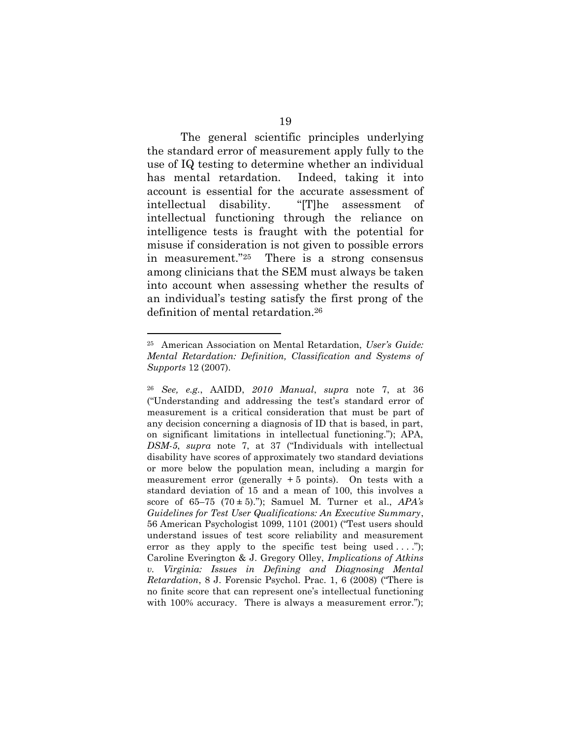The general scientific principles underlying the standard error of measurement apply fully to the use of IQ testing to determine whether an individual has mental retardation. Indeed, taking it into account is essential for the accurate assessment of intellectual disability. "[T]he assessment of intellectual functioning through the reliance on intelligence tests is fraught with the potential for misuse if consideration is not given to possible errors in measurement."[25] There is a strong consensus among clinicians that the SEM must always be taken into account when assessing whether the results of an individual's testing satisfy the first prong of the definition of mental retardation.[26]

---

[25] American Association on Mental Retardation, *User's Guide: Mental Retardation: Definition, Classification and Systems of Supports* 12 (2007).

[26] *See, e.g.*, AAIDD, *2010 Manual*, *supra* note 7, at 36 ("Understanding and addressing the test's standard error of measurement is a critical consideration that must be part of any decision concerning a diagnosis of ID that is based, in part, on significant limitations in intellectual functioning."); APA, *DSM-5*, *supra* note 7, at 37 ("Individuals with intellectual disability have scores of approximately two standard deviations or more below the population mean, including a margin for measurement error (generally + 5 points). On tests with a standard deviation of 15 and a mean of 100, this involves a score of 65–75 (70 ± 5)."); Samuel M. Turner et al., *APA's Guidelines for Test User Qualifications: An Executive Summary*, 56 American Psychologist 1099, 1101 (2001) ("Test users should understand issues of test score reliability and measurement error as they apply to the specific test being used . . . ."); Caroline Everington & J. Gregory Olley, *Implications of Atkins v. Virginia: Issues in Defining and Diagnosing Mental Retardation*, 8 J. Forensic Psychol. Prac. 1, 6 (2008) ("There is no finite score that can represent one's intellectual functioning with 100% accuracy. There is always a measurement error.");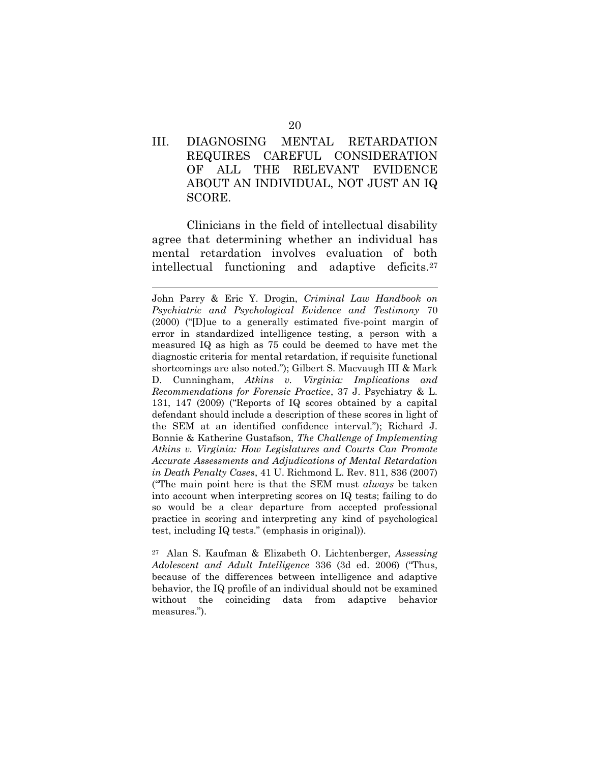## III. DIAGNOSING MENTAL RETARDATION REQUIRES CAREFUL CONSIDERATION OF ALL THE RELEVANT EVIDENCE ABOUT AN INDIVIDUAL, NOT JUST AN IQ SCORE.

Clinicians in the field of intellectual disability agree that determining whether an individual has mental retardation involves evaluation of both intellectual functioning and adaptive deficits.[27]

---

John Parry & Eric Y. Drogin, *Criminal Law Handbook on Psychiatric and Psychological Evidence and Testimony* 70 (2000) ("[D]ue to a generally estimated five-point margin of error in standardized intelligence testing, a person with a measured IQ as high as 75 could be deemed to have met the diagnostic criteria for mental retardation, if requisite functional shortcomings are also noted."); Gilbert S. Macvaugh III & Mark D. Cunningham, *Atkins v. Virginia: Implications and Recommendations for Forensic Practice*, 37 J. Psychiatry & L. 131, 147 (2009) ("Reports of IQ scores obtained by a capital defendant should include a description of these scores in light of the SEM at an identified confidence interval."); Richard J. Bonnie & Katherine Gustafson, *The Challenge of Implementing Atkins v. Virginia: How Legislatures and Courts Can Promote Accurate Assessments and Adjudications of Mental Retardation in Death Penalty Cases*, 41 U. Richmond L. Rev. 811, 836 (2007) ("The main point here is that the SEM must *always* be taken into account when interpreting scores on IQ tests; failing to do so would be a clear departure from accepted professional practice in scoring and interpreting any kind of psychological test, including IQ tests." (emphasis in original)).

[27] Alan S. Kaufman & Elizabeth O. Lichtenberger, *Assessing Adolescent and Adult Intelligence* 336 (3d ed. 2006) ("Thus, because of the differences between intelligence and adaptive behavior, the IQ profile of an individual should not be examined without the coinciding data from adaptive behavior measures.").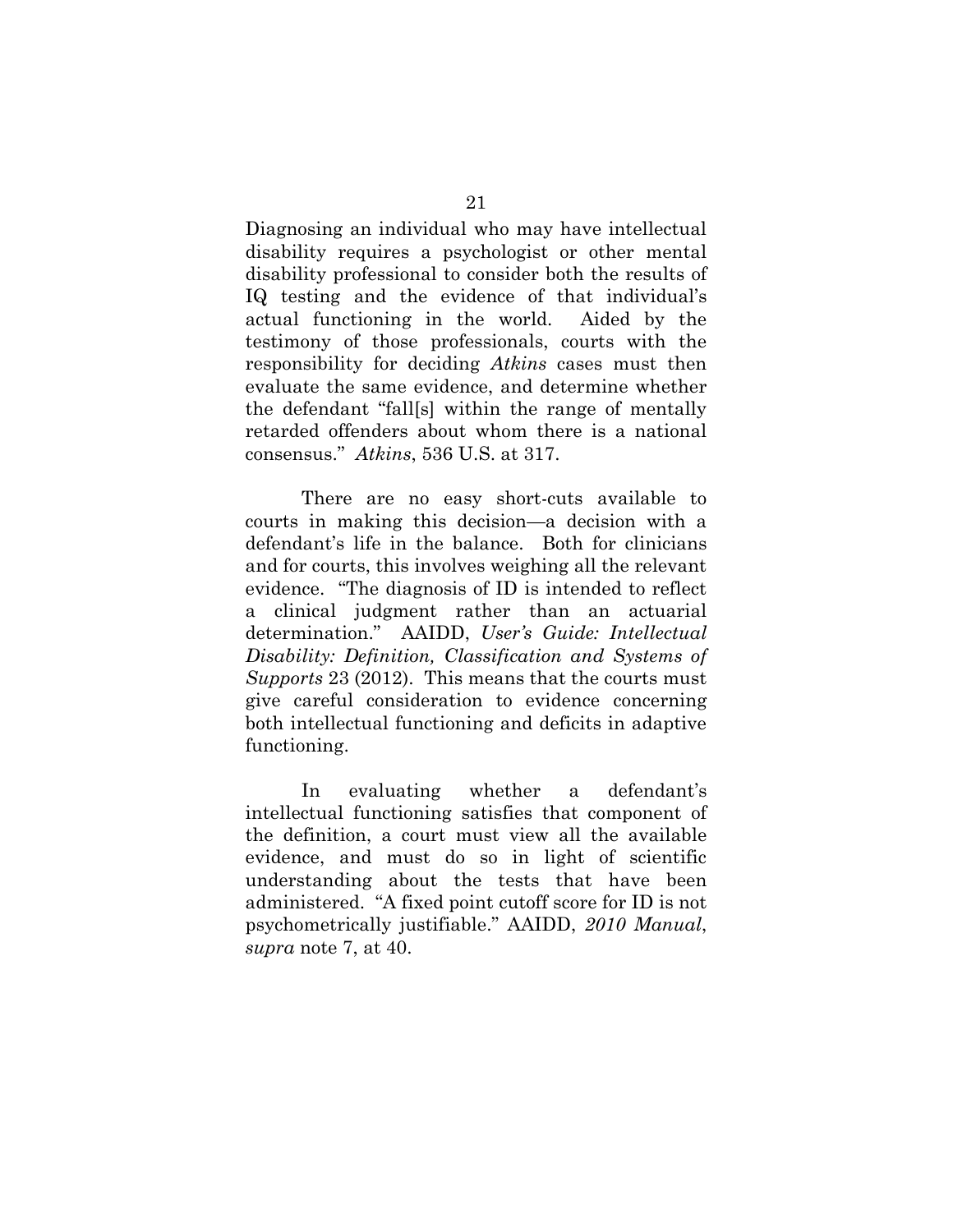Diagnosing an individual who may have intellectual disability requires a psychologist or other mental disability professional to consider both the results of IQ testing and the evidence of that individual's actual functioning in the world. Aided by the testimony of those professionals, courts with the responsibility for deciding *Atkins* cases must then evaluate the same evidence, and determine whether the defendant "fall[s] within the range of mentally retarded offenders about whom there is a national consensus." *Atkins*, 536 U.S. at 317.

There are no easy short-cuts available to courts in making this decision—a decision with a defendant's life in the balance. Both for clinicians and for courts, this involves weighing all the relevant evidence. "The diagnosis of ID is intended to reflect a clinical judgment rather than an actuarial determination." AAIDD, *User's Guide: Intellectual Disability: Definition, Classification and Systems of Supports* 23 (2012). This means that the courts must give careful consideration to evidence concerning both intellectual functioning and deficits in adaptive functioning.

In evaluating whether a defendant's intellectual functioning satisfies that component of the definition, a court must view all the available evidence, and must do so in light of scientific understanding about the tests that have been administered. "A fixed point cutoff score for ID is not psychometrically justifiable." AAIDD, *2010 Manual*, *supra* note 7, at 40.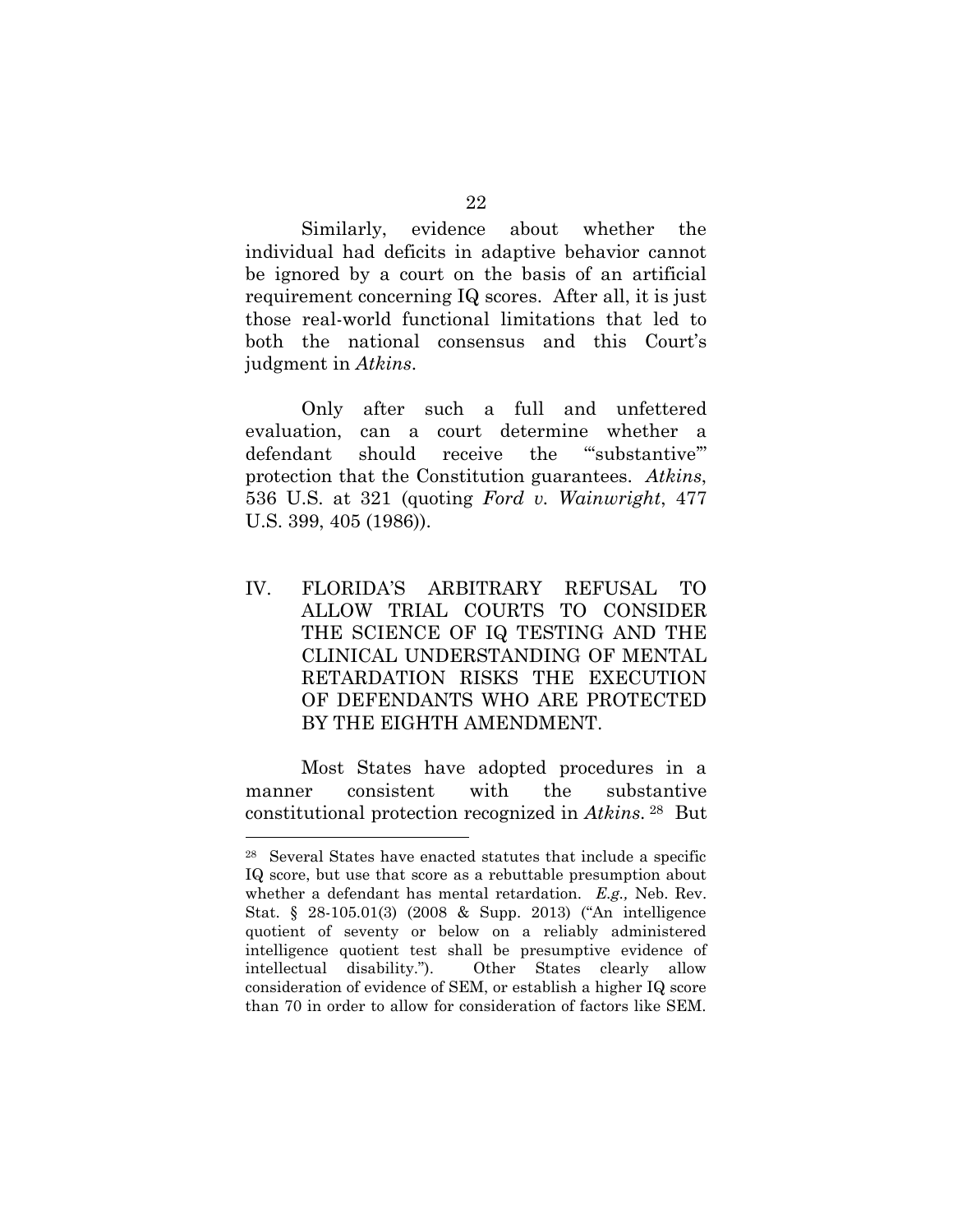Similarly, evidence about whether the individual had deficits in adaptive behavior cannot be ignored by a court on the basis of an artificial requirement concerning IQ scores. After all, it is just those real-world functional limitations that led to both the national consensus and this Court's judgment in *Atkins*.

Only after such a full and unfettered evaluation, can a court determine whether a defendant should receive the "'substantive'" protection that the Constitution guarantees. *Atkins*, 536 U.S. at 321 (quoting *Ford v. Wainwright*, 477 U.S. 399, 405 (1986)).

## IV. FLORIDA'S ARBITRARY REFUSAL TO ALLOW TRIAL COURTS TO CONSIDER THE SCIENCE OF IQ TESTING AND THE CLINICAL UNDERSTANDING OF MENTAL RETARDATION RISKS THE EXECUTION OF DEFENDANTS WHO ARE PROTECTED BY THE EIGHTH AMENDMENT.

Most States have adopted procedures in a manner consistent with the substantive constitutional protection recognized in *Atkins*.[28] But

---

[28] Several States have enacted statutes that include a specific IQ score, but use that score as a rebuttable presumption about whether a defendant has mental retardation. *E.g.,* Neb. Rev. Stat. § 28-105.01(3) (2008 & Supp. 2013) ("An intelligence quotient of seventy or below on a reliably administered intelligence quotient test shall be presumptive evidence of intellectual disability."). Other States clearly allow consideration of evidence of SEM, or establish a higher IQ score than 70 in order to allow for consideration of factors like SEM.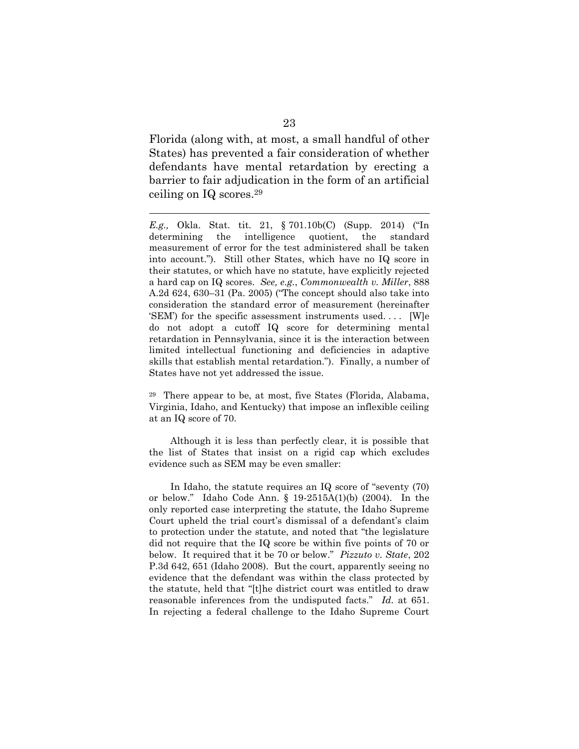Florida (along with, at most, a small handful of other States) has prevented a fair consideration of whether defendants have mental retardation by erecting a barrier to fair adjudication in the form of an artificial ceiling on IQ scores.[29]

---

*E.g.,* Okla. Stat. tit. 21, § 701.10b(C) (Supp. 2014) ("In determining the intelligence quotient, the standard measurement of error for the test administered shall be taken into account."). Still other States, which have no IQ score in their statutes, or which have no statute, have explicitly rejected a hard cap on IQ scores. *See, e.g.*, *Commonwealth v. Miller*, 888 A.2d 624, 630–31 (Pa. 2005) ("The concept should also take into consideration the standard error of measurement (hereinafter 'SEM') for the specific assessment instruments used. . . . [W]e do not adopt a cutoff IQ score for determining mental retardation in Pennsylvania, since it is the interaction between limited intellectual functioning and deficiencies in adaptive skills that establish mental retardation."). Finally, a number of States have not yet addressed the issue.

[29] There appear to be, at most, five States (Florida, Alabama, Virginia, Idaho, and Kentucky) that impose an inflexible ceiling at an IQ score of 70.

Although it is less than perfectly clear, it is possible that the list of States that insist on a rigid cap which excludes evidence such as SEM may be even smaller:

In Idaho, the statute requires an IQ score of "seventy (70) or below." Idaho Code Ann. § 19-2515A(1)(b) (2004). In the only reported case interpreting the statute, the Idaho Supreme Court upheld the trial court's dismissal of a defendant's claim to protection under the statute, and noted that "the legislature did not require that the IQ score be within five points of 70 or below. It required that it be 70 or below." *Pizzuto v. State*, 202 P.3d 642, 651 (Idaho 2008). But the court, apparently seeing no evidence that the defendant was within the class protected by the statute, held that "[t]he district court was entitled to draw reasonable inferences from the undisputed facts." *Id.* at 651. In rejecting a federal challenge to the Idaho Supreme Court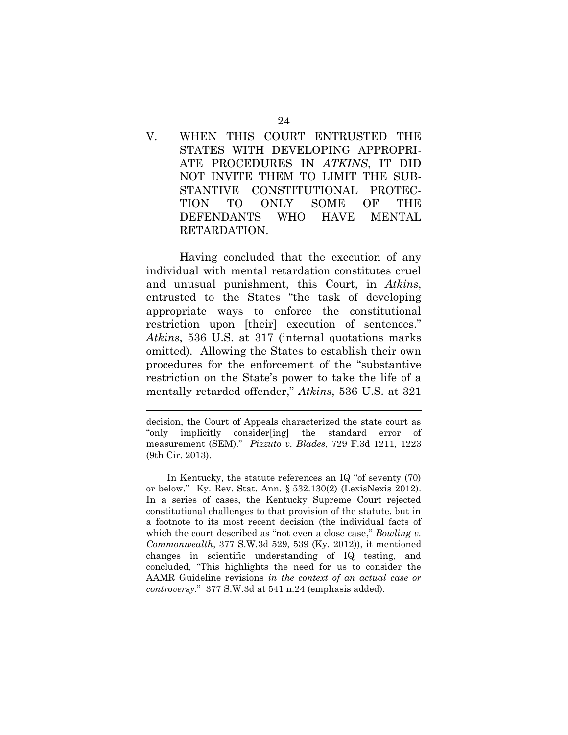## V. WHEN THIS COURT ENTRUSTED THE STATES WITH DEVELOPING APPROPRIATE PROCEDURES IN *ATKINS*, IT DID NOT INVITE THEM TO LIMIT THE SUBSTANTIVE CONSTITUTIONAL PROTECTION TO ONLY SOME OF THE DEFENDANTS WHO HAVE MENTAL RETARDATION.

Having concluded that the execution of any individual with mental retardation constitutes cruel and unusual punishment, this Court, in *Atkins*, entrusted to the States "the task of developing appropriate ways to enforce the constitutional restriction upon [their] execution of sentences." *Atkins*, 536 U.S. at 317 (internal quotations marks omitted). Allowing the States to establish their own procedures for the enforcement of the "substantive restriction on the State's power to take the life of a mentally retarded offender," *Atkins*, 536 U.S. at 321

---

decision, the Court of Appeals characterized the state court as "only implicitly consider[ing] the standard error of measurement (SEM)." *Pizzuto v. Blades*, 729 F.3d 1211, 1223 (9th Cir. 2013).

In Kentucky, the statute references an IQ "of seventy (70) or below." Ky. Rev. Stat. Ann. § 532.130(2) (LexisNexis 2012). In a series of cases, the Kentucky Supreme Court rejected constitutional challenges to that provision of the statute, but in a footnote to its most recent decision (the individual facts of which the court described as "not even a close case," *Bowling v. Commonwealth*, 377 S.W.3d 529, 539 (Ky. 2012)), it mentioned changes in scientific understanding of IQ testing, and concluded, "This highlights the need for us to consider the AAMR Guideline revisions *in the context of an actual case or controversy*." 377 S.W.3d at 541 n.24 (emphasis added).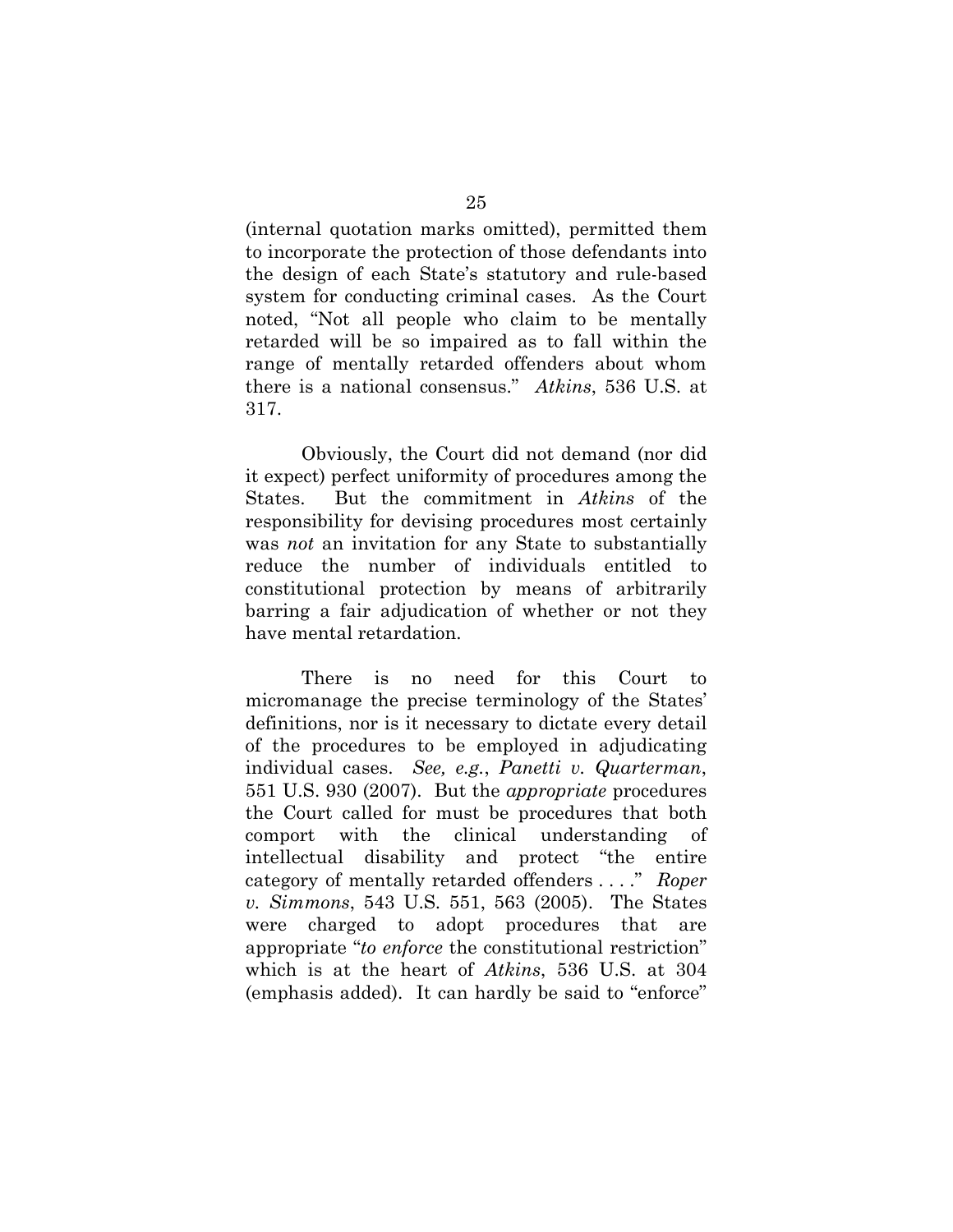(internal quotation marks omitted), permitted them to incorporate the protection of those defendants into the design of each State's statutory and rule-based system for conducting criminal cases. As the Court noted, "Not all people who claim to be mentally retarded will be so impaired as to fall within the range of mentally retarded offenders about whom there is a national consensus." *Atkins*, 536 U.S. at 317.

Obviously, the Court did not demand (nor did it expect) perfect uniformity of procedures among the States. But the commitment in *Atkins* of the responsibility for devising procedures most certainly was *not* an invitation for any State to substantially reduce the number of individuals entitled to constitutional protection by means of arbitrarily barring a fair adjudication of whether or not they have mental retardation.

There is no need for this Court to micromanage the precise terminology of the States' definitions, nor is it necessary to dictate every detail of the procedures to be employed in adjudicating individual cases. *See, e.g.*, *Panetti v. Quarterman*, 551 U.S. 930 (2007). But the *appropriate* procedures the Court called for must be procedures that both comport with the clinical understanding of intellectual disability and protect "the entire category of mentally retarded offenders . . . ." *Roper v. Simmons*, 543 U.S. 551, 563 (2005). The States were charged to adopt procedures that are appropriate "*to enforce* the constitutional restriction" which is at the heart of *Atkins*, 536 U.S. at 304 (emphasis added). It can hardly be said to "enforce"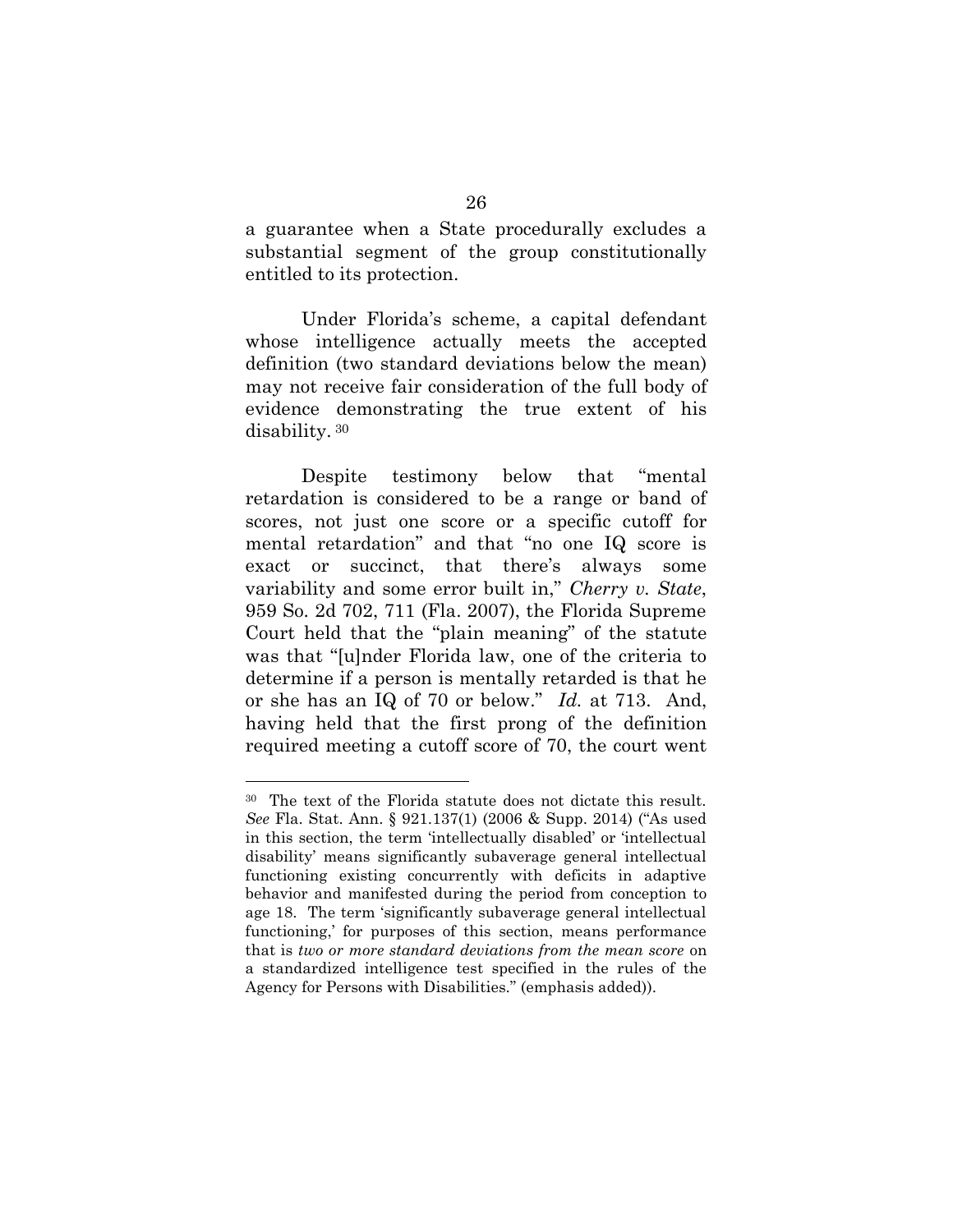a guarantee when a State procedurally excludes a substantial segment of the group constitutionally entitled to its protection.

Under Florida's scheme, a capital defendant whose intelligence actually meets the accepted definition (two standard deviations below the mean) may not receive fair consideration of the full body of evidence demonstrating the true extent of his disability. [30]

Despite testimony below that "mental retardation is considered to be a range or band of scores, not just one score or a specific cutoff for mental retardation" and that "no one IQ score is exact or succinct, that there's always some variability and some error built in," *Cherry v. State*, 959 So. 2d 702, 711 (Fla. 2007), the Florida Supreme Court held that the "plain meaning" of the statute was that "[u]nder Florida law, one of the criteria to determine if a person is mentally retarded is that he or she has an IQ of 70 or below." *Id.* at 713. And, having held that the first prong of the definition required meeting a cutoff score of 70, the court went

---

[30] The text of the Florida statute does not dictate this result. *See* Fla. Stat. Ann. § 921.137(1) (2006 & Supp. 2014) ("As used in this section, the term 'intellectually disabled' or 'intellectual disability' means significantly subaverage general intellectual functioning existing concurrently with deficits in adaptive behavior and manifested during the period from conception to age 18. The term 'significantly subaverage general intellectual functioning,' for purposes of this section, means performance that is *two or more standard deviations from the mean score* on a standardized intelligence test specified in the rules of the Agency for Persons with Disabilities." (emphasis added)).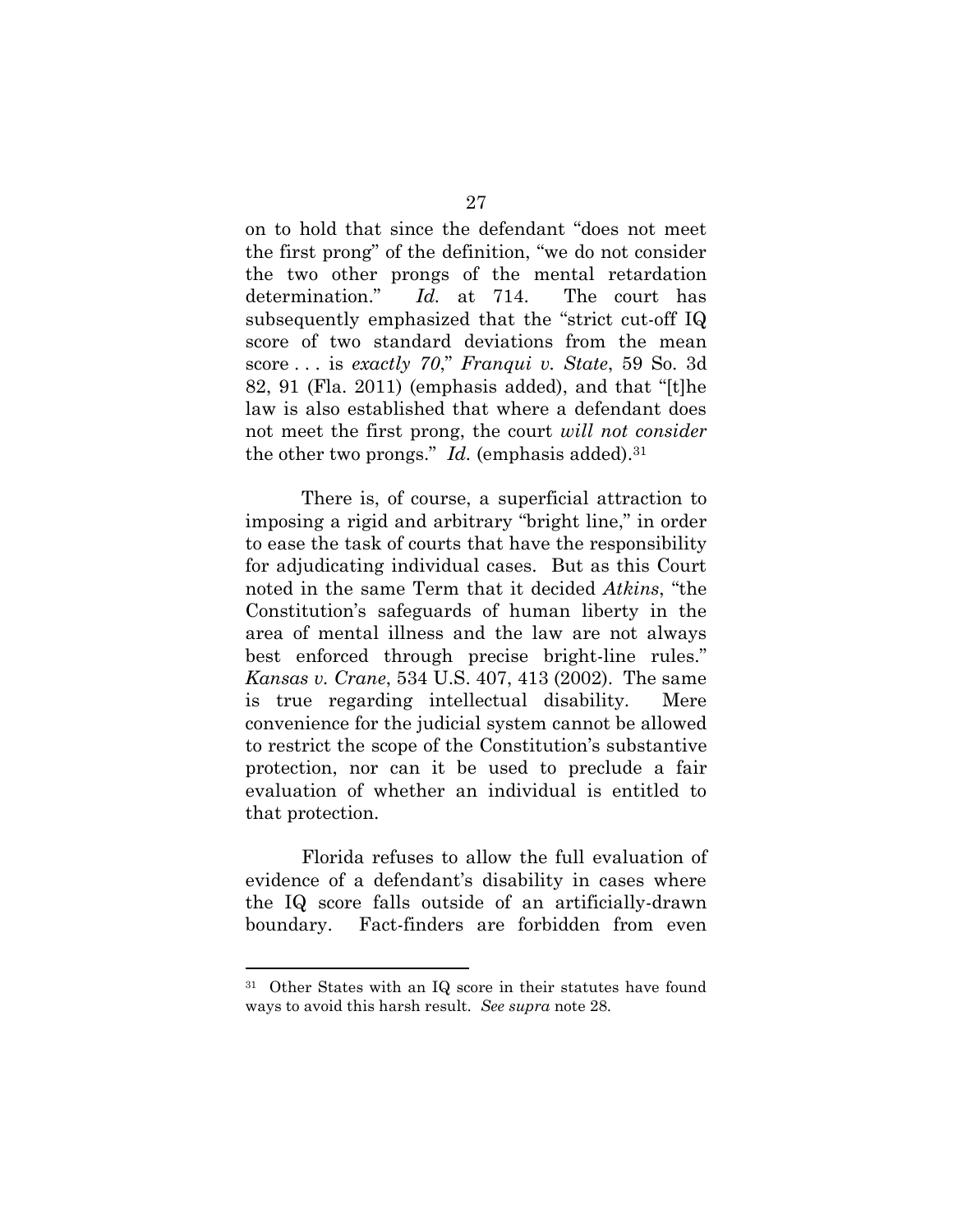on to hold that since the defendant "does not meet the first prong" of the definition, "we do not consider the two other prongs of the mental retardation determination." *Id.* at 714. The court has subsequently emphasized that the "strict cut-off IQ score of two standard deviations from the mean score . . . is *exactly 70*," *Franqui v. State*, 59 So. 3d 82, 91 (Fla. 2011) (emphasis added), and that "[t]he law is also established that where a defendant does not meet the first prong, the court *will not consider* the other two prongs." *Id.* (emphasis added).[31]

There is, of course, a superficial attraction to imposing a rigid and arbitrary "bright line," in order to ease the task of courts that have the responsibility for adjudicating individual cases. But as this Court noted in the same Term that it decided *Atkins*, "the Constitution's safeguards of human liberty in the area of mental illness and the law are not always best enforced through precise bright-line rules." *Kansas v. Crane*, 534 U.S. 407, 413 (2002). The same is true regarding intellectual disability. Mere convenience for the judicial system cannot be allowed to restrict the scope of the Constitution's substantive protection, nor can it be used to preclude a fair evaluation of whether an individual is entitled to that protection.

Florida refuses to allow the full evaluation of evidence of a defendant's disability in cases where the IQ score falls outside of an artificially-drawn boundary. Fact-finders are forbidden from even

---

[31] Other States with an IQ score in their statutes have found ways to avoid this harsh result. *See supra* note 28.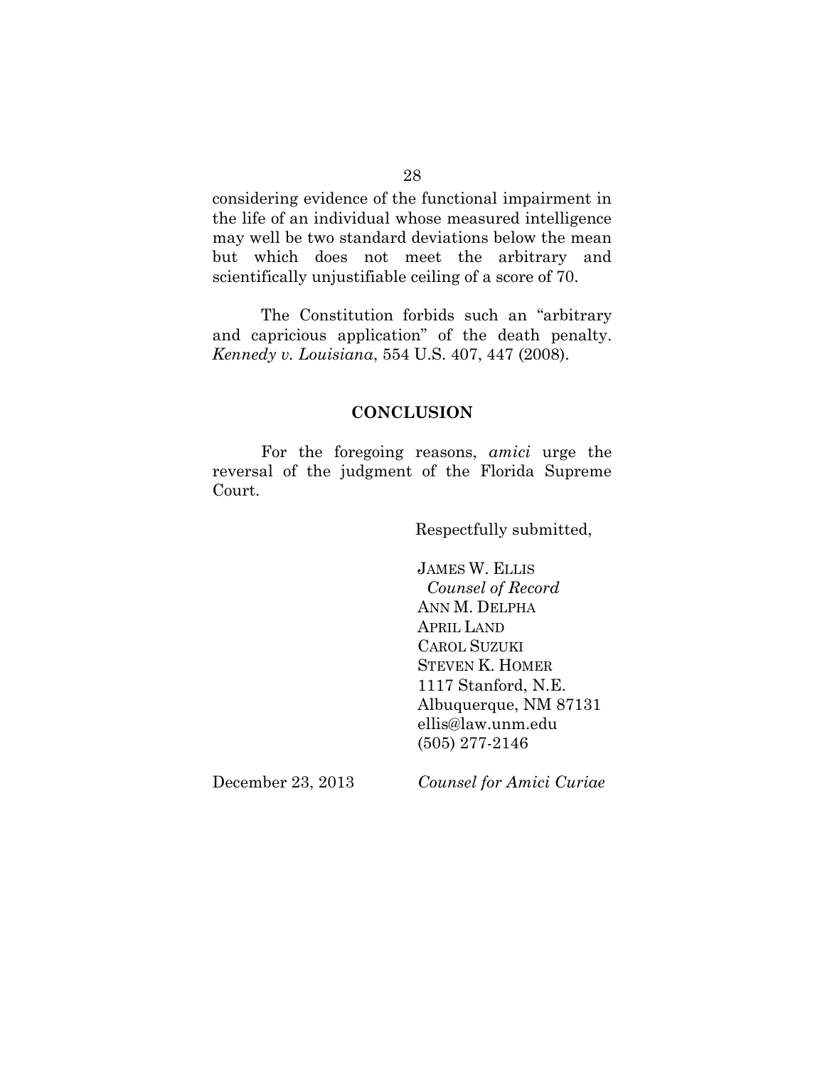considering evidence of the functional impairment in the life of an individual whose measured intelligence may well be two standard deviations below the mean but which does not meet the arbitrary and scientifically unjustifiable ceiling of a score of 70.

The Constitution forbids such an "arbitrary and capricious application" of the death penalty. *Kennedy v. Louisiana*, 554 U.S. 407, 447 (2008).

## CONCLUSION

For the foregoing reasons, *amici* urge the reversal of the judgment of the Florida Supreme Court.

Respectfully submitted,

JAMES W. ELLIS
*Counsel of Record*
ANN M. DELPHA
APRIL LAND
CAROL SUZUKI
STEVEN K. HOMER
1117 Stanford, N.E.
Albuquerque, NM 87131
ellis@law.unm.edu
(505) 277-2146

December 23, 2013

*Counsel for Amici Curiae*